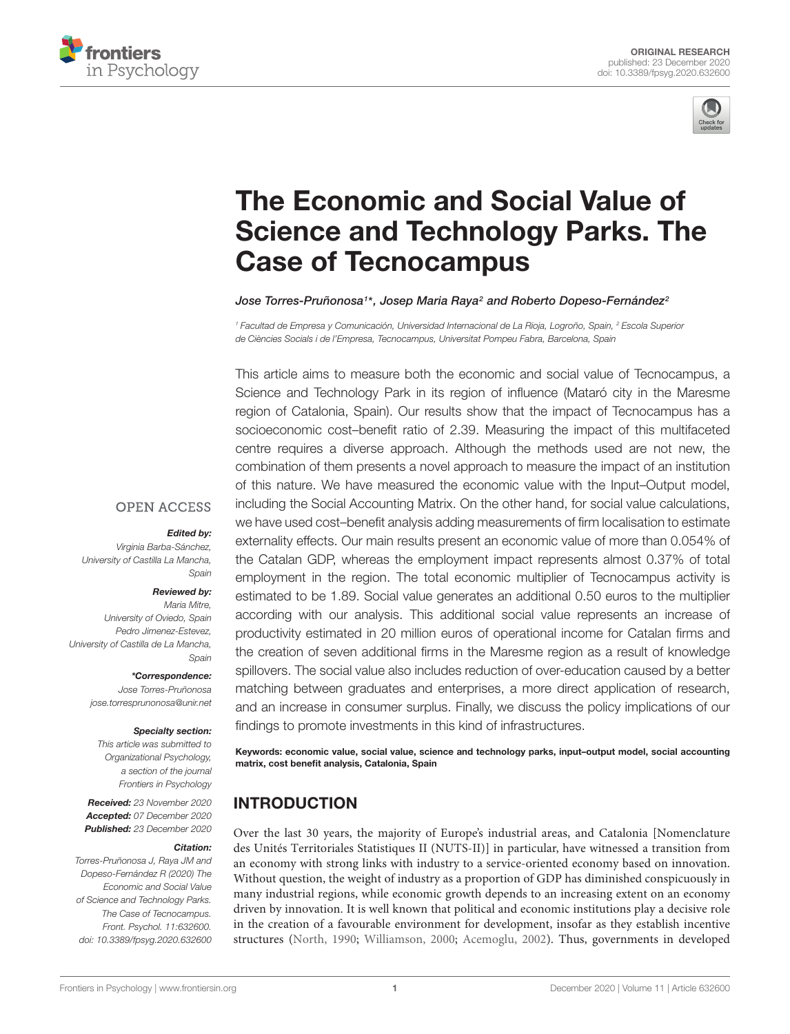ORIGINAL RESEARCH
published: 23 December 2020
doi: 10.3389/fpsyg.2020.632600

# The Economic and Social Value of Science and Technology Parks. The Case of Tecnocampus

*Jose Torres-Pruñonosa[1]\*, Josep Maria Raya[2] and Roberto Dopeso-Fernández[2]*

*[1] Facultad de Empresa y Comunicación, Universidad Internacional de La Rioja, Logroño, Spain, [2] Escola Superior de Ciències Socials i de l'Empresa, Tecnocampus, Universitat Pompeu Fabra, Barcelona, Spain*

This article aims to measure both the economic and social value of Tecnocampus, a Science and Technology Park in its region of influence (Mataró city in the Maresme region of Catalonia, Spain). Our results show that the impact of Tecnocampus has a socioeconomic cost–benefit ratio of 2.39. Measuring the impact of this multifaceted centre requires a diverse approach. Although the methods used are not new, the combination of them presents a novel approach to measure the impact of an institution of this nature. We have measured the economic value with the Input–Output model, including the Social Accounting Matrix. On the other hand, for social value calculations, we have used cost–benefit analysis adding measurements of firm localisation to estimate externality effects. Our main results present an economic value of more than 0.054% of the Catalan GDP, whereas the employment impact represents almost 0.37% of total employment in the region. The total economic multiplier of Tecnocampus activity is estimated to be 1.89. Social value generates an additional 0.50 euros to the multiplier according with our analysis. This additional social value represents an increase of productivity estimated in 20 million euros of operational income for Catalan firms and the creation of seven additional firms in the Maresme region as a result of knowledge spillovers. The social value also includes reduction of over-education caused by a better matching between graduates and enterprises, a more direct application of research, and an increase in consumer surplus. Finally, we discuss the policy implications of our findings to promote investments in this kind of infrastructures.

**Keywords: economic value, social value, science and technology parks, input–output model, social accounting matrix, cost benefit analysis, Catalonia, Spain**

OPEN ACCESS

***Edited by:***
*Virginia Barba-Sánchez, University of Castilla La Mancha, Spain*

***Reviewed by:***
*Maria Mitre, University of Oviedo, Spain*
*Pedro Jimenez-Estevez, University of Castilla de La Mancha, Spain*

***\*Correspondence:***
*Jose Torres-Pruñonosa*
*jose.torresprunonosa@unir.net*

***Specialty section:***
*This article was submitted to Organizational Psychology, a section of the journal Frontiers in Psychology*

***Received:*** *23 November 2020*
***Accepted:*** *07 December 2020*
***Published:*** *23 December 2020*

***Citation:***
*Torres-Pruñonosa J, Raya JM and Dopeso-Fernández R (2020) The Economic and Social Value of Science and Technology Parks. The Case of Tecnocampus. Front. Psychol. 11:632600. doi: 10.3389/fpsyg.2020.632600*

## INTRODUCTION

Over the last 30 years, the majority of Europe's industrial areas, and Catalonia [Nomenclature des Unités Territoriales Statistiques II (NUTS-II)] in particular, have witnessed a transition from an economy with strong links with industry to a service-oriented economy based on innovation. Without question, the weight of industry as a proportion of GDP has diminished conspicuously in many industrial regions, while economic growth depends to an increasing extent on an economy driven by innovation. It is well known that political and economic institutions play a decisive role in the creation of a favourable environment for development, insofar as they establish incentive structures (North, 1990; Williamson, 2000; Acemoglu, 2002). Thus, governments in developed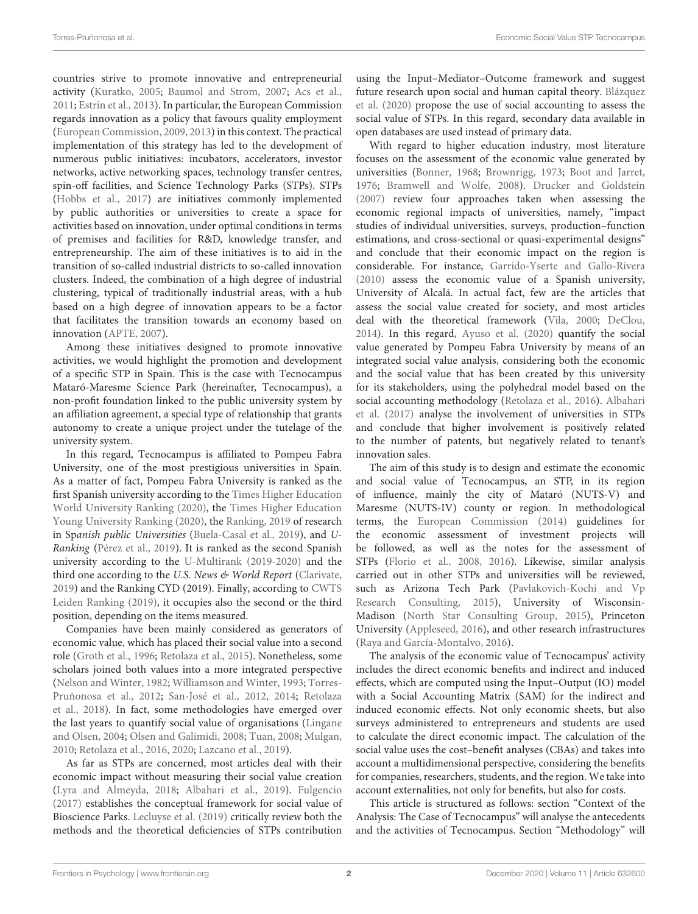countries strive to promote innovative and entrepreneurial activity (Kuratko, 2005; Baumol and Strom, 2007; Acs et al., 2011; Estrin et al., 2013). In particular, the European Commission regards innovation as a policy that favours quality employment (European Commission, 2009, 2013) in this context. The practical implementation of this strategy has led to the development of numerous public initiatives: incubators, accelerators, investor networks, active networking spaces, technology transfer centres, spin-off facilities, and Science Technology Parks (STPs). STPs (Hobbs et al., 2017) are initiatives commonly implemented by public authorities or universities to create a space for activities based on innovation, under optimal conditions in terms of premises and facilities for R&D, knowledge transfer, and entrepreneurship. The aim of these initiatives is to aid in the transition of so-called industrial districts to so-called innovation clusters. Indeed, the combination of a high degree of industrial clustering, typical of traditionally industrial areas, with a hub based on a high degree of innovation appears to be a factor that facilitates the transition towards an economy based on innovation (APTE, 2007).

Among these initiatives designed to promote innovative activities, we would highlight the promotion and development of a specific STP in Spain. This is the case with Tecnocampus Mataró-Maresme Science Park (hereinafter, Tecnocampus), a non-profit foundation linked to the public university system by an affiliation agreement, a special type of relationship that grants autonomy to create a unique project under the tutelage of the university system.

In this regard, Tecnocampus is affiliated to Pompeu Fabra University, one of the most prestigious universities in Spain. As a matter of fact, Pompeu Fabra University is ranked as the first Spanish university according to the Times Higher Education World University Ranking (2020), the Times Higher Education Young University Ranking (2020), the Ranking, 2019 of research in S*panish public Universities* (Buela-Casal et al., 2019), and *U-Ranking* (Pérez et al., 2019). It is ranked as the second Spanish university according to the U-Multirank (2019-2020) and the third one according to the *U.S. News & World Report* (Clarivate, 2019) and the Ranking CYD (2019). Finally, according to CWTS Leiden Ranking (2019), it occupies also the second or the third position, depending on the items measured.

Companies have been mainly considered as generators of economic value, which has placed their social value into a second role (Groth et al., 1996; Retolaza et al., 2015). Nonetheless, some scholars joined both values into a more integrated perspective (Nelson and Winter, 1982; Williamson and Winter, 1993; Torres-Pruñonosa et al., 2012; San-José et al., 2012, 2014; Retolaza et al., 2018). In fact, some methodologies have emerged over the last years to quantify social value of organisations (Lingane and Olsen, 2004; Olsen and Galimidi, 2008; Tuan, 2008; Mulgan, 2010; Retolaza et al., 2016, 2020; Lazcano et al., 2019).

As far as STPs are concerned, most articles deal with their economic impact without measuring their social value creation (Lyra and Almeyda, 2018; Albahari et al., 2019). Fulgencio (2017) establishes the conceptual framework for social value of Bioscience Parks. Lecluyse et al. (2019) critically review both the methods and the theoretical deficiencies of STPs contribution using the Input–Mediator–Outcome framework and suggest future research upon social and human capital theory. Blázquez et al. (2020) propose the use of social accounting to assess the social value of STPs. In this regard, secondary data available in open databases are used instead of primary data.

With regard to higher education industry, most literature focuses on the assessment of the economic value generated by universities (Bonner, 1968; Brownrigg, 1973; Boot and Jarret, 1976; Bramwell and Wolfe, 2008). Drucker and Goldstein (2007) review four approaches taken when assessing the economic regional impacts of universities, namely, "impact studies of individual universities, surveys, production–function estimations, and cross-sectional or quasi-experimental designs" and conclude that their economic impact on the region is considerable. For instance, Garrido-Yserte and Gallo-Rivera (2010) assess the economic value of a Spanish university, University of Alcalá. In actual fact, few are the articles that assess the social value created for society, and most articles deal with the theoretical framework (Vila, 2000; DeClou, 2014). In this regard, Ayuso et al. (2020) quantify the social value generated by Pompeu Fabra University by means of an integrated social value analysis, considering both the economic and the social value that has been created by this university for its stakeholders, using the polyhedral model based on the social accounting methodology (Retolaza et al., 2016). Albahari et al. (2017) analyse the involvement of universities in STPs and conclude that higher involvement is positively related to the number of patents, but negatively related to tenant's innovation sales.

The aim of this study is to design and estimate the economic and social value of Tecnocampus, an STP, in its region of influence, mainly the city of Mataró (NUTS-V) and Maresme (NUTS-IV) county or region. In methodological terms, the European Commission (2014) guidelines for the economic assessment of investment projects will be followed, as well as the notes for the assessment of STPs (Florio et al., 2008, 2016). Likewise, similar analysis carried out in other STPs and universities will be reviewed, such as Arizona Tech Park (Pavlakovich-Kochi and Vp Research Consulting, 2015), University of Wisconsin-Madison (North Star Consulting Group, 2015), Princeton University (Appleseed, 2016), and other research infrastructures (Raya and García-Montalvo, 2016).

The analysis of the economic value of Tecnocampus' activity includes the direct economic benefits and indirect and induced effects, which are computed using the Input–Output (IO) model with a Social Accounting Matrix (SAM) for the indirect and induced economic effects. Not only economic sheets, but also surveys administered to entrepreneurs and students are used to calculate the direct economic impact. The calculation of the social value uses the cost–benefit analyses (CBAs) and takes into account a multidimensional perspective, considering the benefits for companies, researchers, students, and the region. We take into account externalities, not only for benefits, but also for costs.

This article is structured as follows: section "Context of the Analysis: The Case of Tecnocampus" will analyse the antecedents and the activities of Tecnocampus. Section "Methodology" will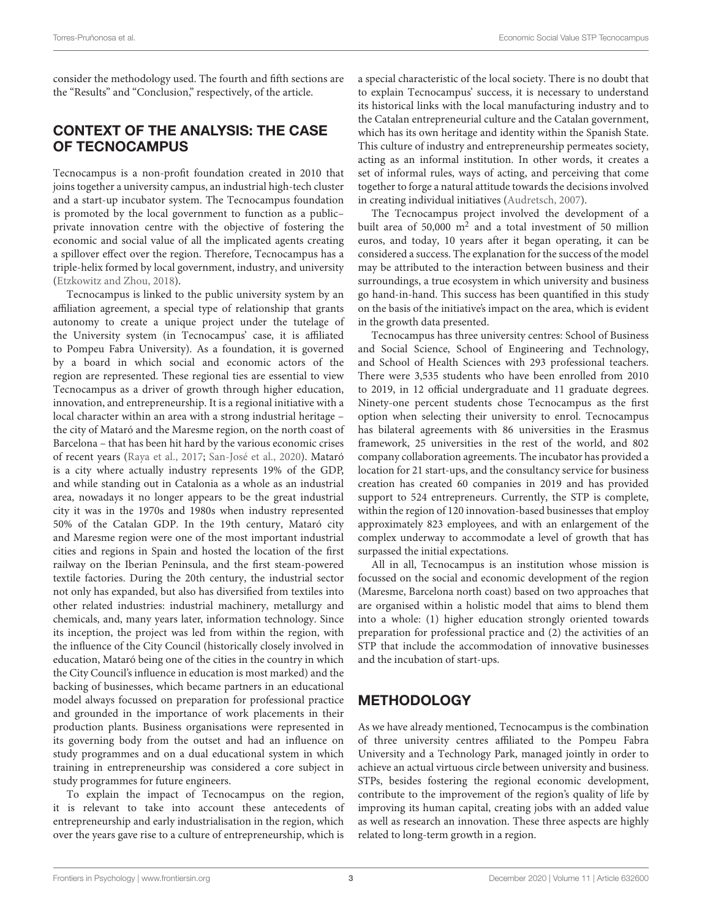consider the methodology used. The fourth and fifth sections are the "Results" and "Conclusion," respectively, of the article.

## CONTEXT OF THE ANALYSIS: THE CASE OF TECNOCAMPUS

Tecnocampus is a non-profit foundation created in 2010 that joins together a university campus, an industrial high-tech cluster and a start-up incubator system. The Tecnocampus foundation is promoted by the local government to function as a public–private innovation centre with the objective of fostering the economic and social value of all the implicated agents creating a spillover effect over the region. Therefore, Tecnocampus has a triple-helix formed by local government, industry, and university (Etzkowitz and Zhou, 2018).

Tecnocampus is linked to the public university system by an affiliation agreement, a special type of relationship that grants autonomy to create a unique project under the tutelage of the University system (in Tecnocampus' case, it is affiliated to Pompeu Fabra University). As a foundation, it is governed by a board in which social and economic actors of the region are represented. These regional ties are essential to view Tecnocampus as a driver of growth through higher education, innovation, and entrepreneurship. It is a regional initiative with a local character within an area with a strong industrial heritage – the city of Mataró and the Maresme region, on the north coast of Barcelona – that has been hit hard by the various economic crises of recent years (Raya et al., 2017; San-José et al., 2020). Mataró is a city where actually industry represents 19% of the GDP, and while standing out in Catalonia as a whole as an industrial area, nowadays it no longer appears to be the great industrial city it was in the 1970s and 1980s when industry represented 50% of the Catalan GDP. In the 19th century, Mataró city and Maresme region were one of the most important industrial cities and regions in Spain and hosted the location of the first railway on the Iberian Peninsula, and the first steam-powered textile factories. During the 20th century, the industrial sector not only has expanded, but also has diversified from textiles into other related industries: industrial machinery, metallurgy and chemicals, and, many years later, information technology. Since its inception, the project was led from within the region, with the influence of the City Council (historically closely involved in education, Mataró being one of the cities in the country in which the City Council's influence in education is most marked) and the backing of businesses, which became partners in an educational model always focussed on preparation for professional practice and grounded in the importance of work placements in their production plants. Business organisations were represented in its governing body from the outset and had an influence on study programmes and on a dual educational system in which training in entrepreneurship was considered a core subject in study programmes for future engineers.

To explain the impact of Tecnocampus on the region, it is relevant to take into account these antecedents of entrepreneurship and early industrialisation in the region, which over the years gave rise to a culture of entrepreneurship, which is a special characteristic of the local society. There is no doubt that to explain Tecnocampus' success, it is necessary to understand its historical links with the local manufacturing industry and to the Catalan entrepreneurial culture and the Catalan government, which has its own heritage and identity within the Spanish State. This culture of industry and entrepreneurship permeates society, acting as an informal institution. In other words, it creates a set of informal rules, ways of acting, and perceiving that come together to forge a natural attitude towards the decisions involved in creating individual initiatives (Audretsch, 2007).

The Tecnocampus project involved the development of a built area of 50,000 m$^2$ and a total investment of 50 million euros, and today, 10 years after it began operating, it can be considered a success. The explanation for the success of the model may be attributed to the interaction between business and their surroundings, a true ecosystem in which university and business go hand-in-hand. This success has been quantified in this study on the basis of the initiative's impact on the area, which is evident in the growth data presented.

Tecnocampus has three university centres: School of Business and Social Science, School of Engineering and Technology, and School of Health Sciences with 293 professional teachers. There were 3,535 students who have been enrolled from 2010 to 2019, in 12 official undergraduate and 11 graduate degrees. Ninety-one percent students chose Tecnocampus as the first option when selecting their university to enrol. Tecnocampus has bilateral agreements with 86 universities in the Erasmus framework, 25 universities in the rest of the world, and 802 company collaboration agreements. The incubator has provided a location for 21 start-ups, and the consultancy service for business creation has created 60 companies in 2019 and has provided support to 524 entrepreneurs. Currently, the STP is complete, within the region of 120 innovation-based businesses that employ approximately 823 employees, and with an enlargement of the complex underway to accommodate a level of growth that has surpassed the initial expectations.

All in all, Tecnocampus is an institution whose mission is focussed on the social and economic development of the region (Maresme, Barcelona north coast) based on two approaches that are organised within a holistic model that aims to blend them into a whole: (1) higher education strongly oriented towards preparation for professional practice and (2) the activities of an STP that include the accommodation of innovative businesses and the incubation of start-ups.

## METHODOLOGY

As we have already mentioned, Tecnocampus is the combination of three university centres affiliated to the Pompeu Fabra University and a Technology Park, managed jointly in order to achieve an actual virtuous circle between university and business. STPs, besides fostering the regional economic development, contribute to the improvement of the region's quality of life by improving its human capital, creating jobs with an added value as well as research an innovation. These three aspects are highly related to long-term growth in a region.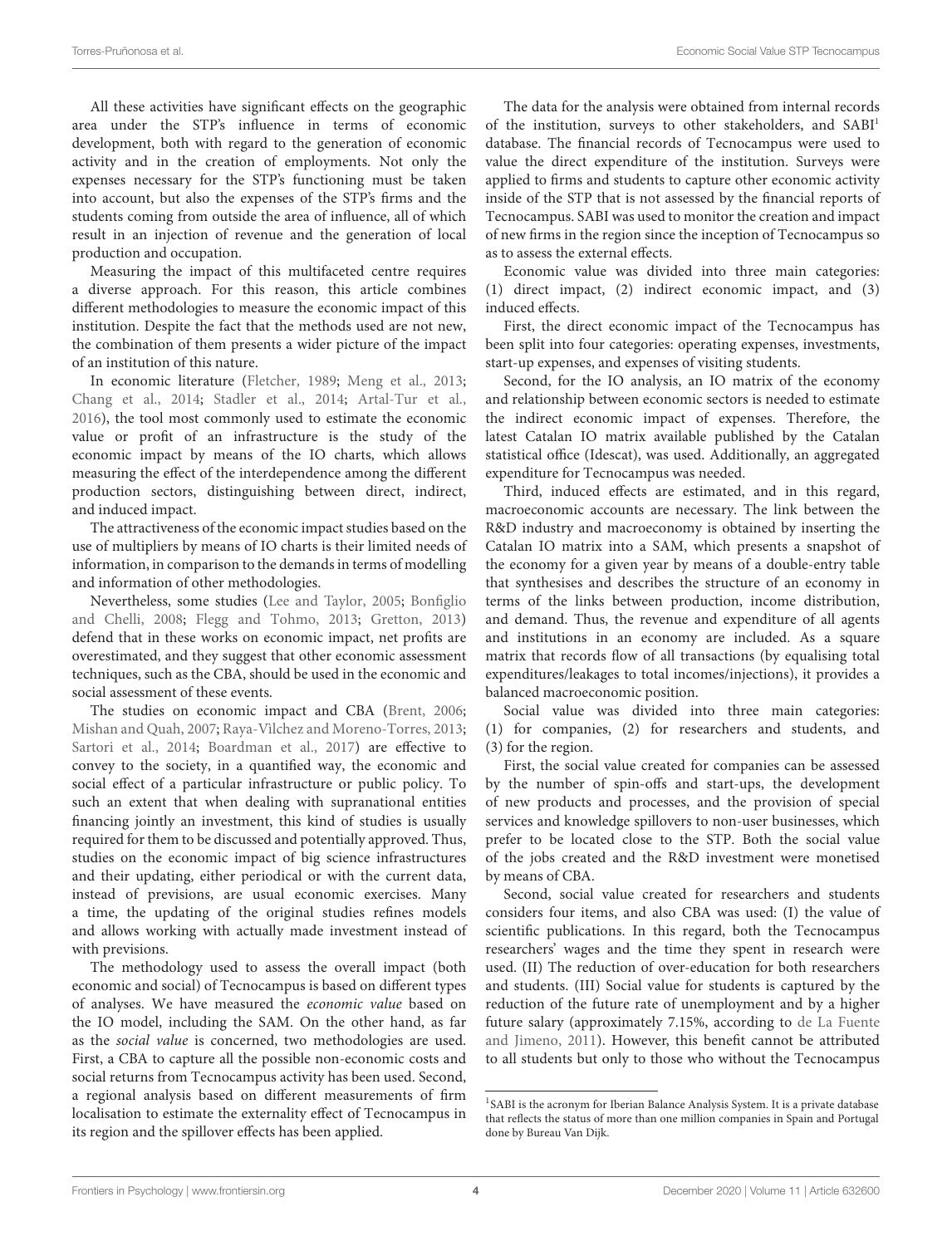All these activities have significant effects on the geographic area under the STP's influence in terms of economic development, both with regard to the generation of economic activity and in the creation of employments. Not only the expenses necessary for the STP's functioning must be taken into account, but also the expenses of the STP's firms and the students coming from outside the area of influence, all of which result in an injection of revenue and the generation of local production and occupation.

Measuring the impact of this multifaceted centre requires a diverse approach. For this reason, this article combines different methodologies to measure the economic impact of this institution. Despite the fact that the methods used are not new, the combination of them presents a wider picture of the impact of an institution of this nature.

In economic literature (Fletcher, 1989; Meng et al., 2013; Chang et al., 2014; Stadler et al., 2014; Artal-Tur et al., 2016), the tool most commonly used to estimate the economic value or profit of an infrastructure is the study of the economic impact by means of the IO charts, which allows measuring the effect of the interdependence among the different production sectors, distinguishing between direct, indirect, and induced impact.

The attractiveness of the economic impact studies based on the use of multipliers by means of IO charts is their limited needs of information, in comparison to the demands in terms of modelling and information of other methodologies.

Nevertheless, some studies (Lee and Taylor, 2005; Bonfiglio and Chelli, 2008; Flegg and Tohmo, 2013; Gretton, 2013) defend that in these works on economic impact, net profits are overestimated, and they suggest that other economic assessment techniques, such as the CBA, should be used in the economic and social assessment of these events.

The studies on economic impact and CBA (Brent, 2006; Mishan and Quah, 2007; Raya-Vílchez and Moreno-Torres, 2013; Sartori et al., 2014; Boardman et al., 2017) are effective to convey to the society, in a quantified way, the economic and social effect of a particular infrastructure or public policy. To such an extent that when dealing with supranational entities financing jointly an investment, this kind of studies is usually required for them to be discussed and potentially approved. Thus, studies on the economic impact of big science infrastructures and their updating, either periodical or with the current data, instead of previsions, are usual economic exercises. Many a time, the updating of the original studies refines models and allows working with actually made investment instead of with previsions.

The methodology used to assess the overall impact (both economic and social) of Tecnocampus is based on different types of analyses. We have measured the *economic value* based on the IO model, including the SAM. On the other hand, as far as the *social value* is concerned, two methodologies are used. First, a CBA to capture all the possible non-economic costs and social returns from Tecnocampus activity has been used. Second, a regional analysis based on different measurements of firm localisation to estimate the externality effect of Tecnocampus in its region and the spillover effects has been applied.

The data for the analysis were obtained from internal records of the institution, surveys to other stakeholders, and SABI[1] database. The financial records of Tecnocampus were used to value the direct expenditure of the institution. Surveys were applied to firms and students to capture other economic activity inside of the STP that is not assessed by the financial reports of Tecnocampus. SABI was used to monitor the creation and impact of new firms in the region since the inception of Tecnocampus so as to assess the external effects.

Economic value was divided into three main categories: (1) direct impact, (2) indirect economic impact, and (3) induced effects.

First, the direct economic impact of the Tecnocampus has been split into four categories: operating expenses, investments, start-up expenses, and expenses of visiting students.

Second, for the IO analysis, an IO matrix of the economy and relationship between economic sectors is needed to estimate the indirect economic impact of expenses. Therefore, the latest Catalan IO matrix available published by the Catalan statistical office (Idescat), was used. Additionally, an aggregated expenditure for Tecnocampus was needed.

Third, induced effects are estimated, and in this regard, macroeconomic accounts are necessary. The link between the R&D industry and macroeconomy is obtained by inserting the Catalan IO matrix into a SAM, which presents a snapshot of the economy for a given year by means of a double-entry table that synthesises and describes the structure of an economy in terms of the links between production, income distribution, and demand. Thus, the revenue and expenditure of all agents and institutions in an economy are included. As a square matrix that records flow of all transactions (by equalising total expenditures/leakages to total incomes/injections), it provides a balanced macroeconomic position.

Social value was divided into three main categories: (1) for companies, (2) for researchers and students, and (3) for the region.

First, the social value created for companies can be assessed by the number of spin-offs and start-ups, the development of new products and processes, and the provision of special services and knowledge spillovers to non-user businesses, which prefer to be located close to the STP. Both the social value of the jobs created and the R&D investment were monetised by means of CBA.

Second, social value created for researchers and students considers four items, and also CBA was used: (I) the value of scientific publications. In this regard, both the Tecnocampus researchers' wages and the time they spent in research were used. (II) The reduction of over-education for both researchers and students. (III) Social value for students is captured by the reduction of the future rate of unemployment and by a higher future salary (approximately 7.15%, according to de La Fuente and Jimeno, 2011). However, this benefit cannot be attributed to all students but only to those who without the Tecnocampus

[1] SABI is the acronym for Iberian Balance Analysis System. It is a private database that reflects the status of more than one million companies in Spain and Portugal done by Bureau Van Dijk.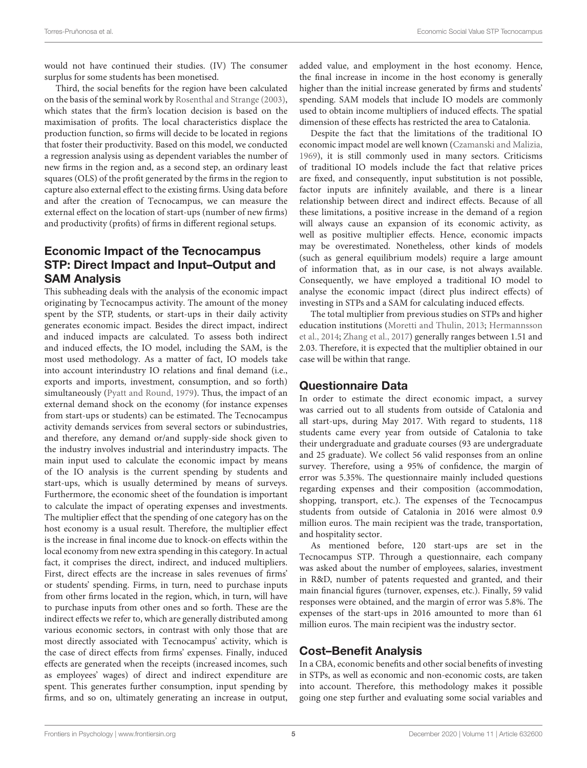would not have continued their studies. (IV) The consumer surplus for some students has been monetised.

Third, the social benefits for the region have been calculated on the basis of the seminal work by Rosenthal and Strange (2003), which states that the firm's location decision is based on the maximisation of profits. The local characteristics displace the production function, so firms will decide to be located in regions that foster their productivity. Based on this model, we conducted a regression analysis using as dependent variables the number of new firms in the region and, as a second step, an ordinary least squares (OLS) of the profit generated by the firms in the region to capture also external effect to the existing firms. Using data before and after the creation of Tecnocampus, we can measure the external effect on the location of start-ups (number of new firms) and productivity (profits) of firms in different regional setups.

## Economic Impact of the Tecnocampus STP: Direct Impact and Input–Output and SAM Analysis

This subheading deals with the analysis of the economic impact originating by Tecnocampus activity. The amount of the money spent by the STP, students, or start-ups in their daily activity generates economic impact. Besides the direct impact, indirect and induced impacts are calculated. To assess both indirect and induced effects, the IO model, including the SAM, is the most used methodology. As a matter of fact, IO models take into account interindustry IO relations and final demand (i.e., exports and imports, investment, consumption, and so forth) simultaneously (Pyatt and Round, 1979). Thus, the impact of an external demand shock on the economy (for instance expenses from start-ups or students) can be estimated. The Tecnocampus activity demands services from several sectors or subindustries, and therefore, any demand or/and supply-side shock given to the industry involves industrial and interindustry impacts. The main input used to calculate the economic impact by means of the IO analysis is the current spending by students and start-ups, which is usually determined by means of surveys. Furthermore, the economic sheet of the foundation is important to calculate the impact of operating expenses and investments. The multiplier effect that the spending of one category has on the host economy is a usual result. Therefore, the multiplier effect is the increase in final income due to knock-on effects within the local economy from new extra spending in this category. In actual fact, it comprises the direct, indirect, and induced multipliers. First, direct effects are the increase in sales revenues of firms' or students' spending. Firms, in turn, need to purchase inputs from other firms located in the region, which, in turn, will have to purchase inputs from other ones and so forth. These are the indirect effects we refer to, which are generally distributed among various economic sectors, in contrast with only those that are most directly associated with Tecnocampus' activity, which is the case of direct effects from firms' expenses. Finally, induced effects are generated when the receipts (increased incomes, such as employees' wages) of direct and indirect expenditure are spent. This generates further consumption, input spending by firms, and so on, ultimately generating an increase in output, added value, and employment in the host economy. Hence, the final increase in income in the host economy is generally higher than the initial increase generated by firms and students' spending. SAM models that include IO models are commonly used to obtain income multipliers of induced effects. The spatial dimension of these effects has restricted the area to Catalonia.

Despite the fact that the limitations of the traditional IO economic impact model are well known (Czamanski and Malizia, 1969), it is still commonly used in many sectors. Criticisms of traditional IO models include the fact that relative prices are fixed, and consequently, input substitution is not possible, factor inputs are infinitely available, and there is a linear relationship between direct and indirect effects. Because of all these limitations, a positive increase in the demand of a region will always cause an expansion of its economic activity, as well as positive multiplier effects. Hence, economic impacts may be overestimated. Nonetheless, other kinds of models (such as general equilibrium models) require a large amount of information that, as in our case, is not always available. Consequently, we have employed a traditional IO model to analyse the economic impact (direct plus indirect effects) of investing in STPs and a SAM for calculating induced effects.

The total multiplier from previous studies on STPs and higher education institutions (Moretti and Thulin, 2013; Hermannsson et al., 2014; Zhang et al., 2017) generally ranges between 1.51 and 2.03. Therefore, it is expected that the multiplier obtained in our case will be within that range.

## Questionnaire Data

In order to estimate the direct economic impact, a survey was carried out to all students from outside of Catalonia and all start-ups, during May 2017. With regard to students, 118 students came every year from outside of Catalonia to take their undergraduate and graduate courses (93 are undergraduate and 25 graduate). We collect 56 valid responses from an online survey. Therefore, using a 95% of confidence, the margin of error was 5.35%. The questionnaire mainly included questions regarding expenses and their composition (accommodation, shopping, transport, etc.). The expenses of the Tecnocampus students from outside of Catalonia in 2016 were almost 0.9 million euros. The main recipient was the trade, transportation, and hospitality sector.

As mentioned before, 120 start-ups are set in the Tecnocampus STP. Through a questionnaire, each company was asked about the number of employees, salaries, investment in R&D, number of patents requested and granted, and their main financial figures (turnover, expenses, etc.). Finally, 59 valid responses were obtained, and the margin of error was 5.8%. The expenses of the start-ups in 2016 amounted to more than 61 million euros. The main recipient was the industry sector.

## Cost–Benefit Analysis

In a CBA, economic benefits and other social benefits of investing in STPs, as well as economic and non-economic costs, are taken into account. Therefore, this methodology makes it possible going one step further and evaluating some social variables and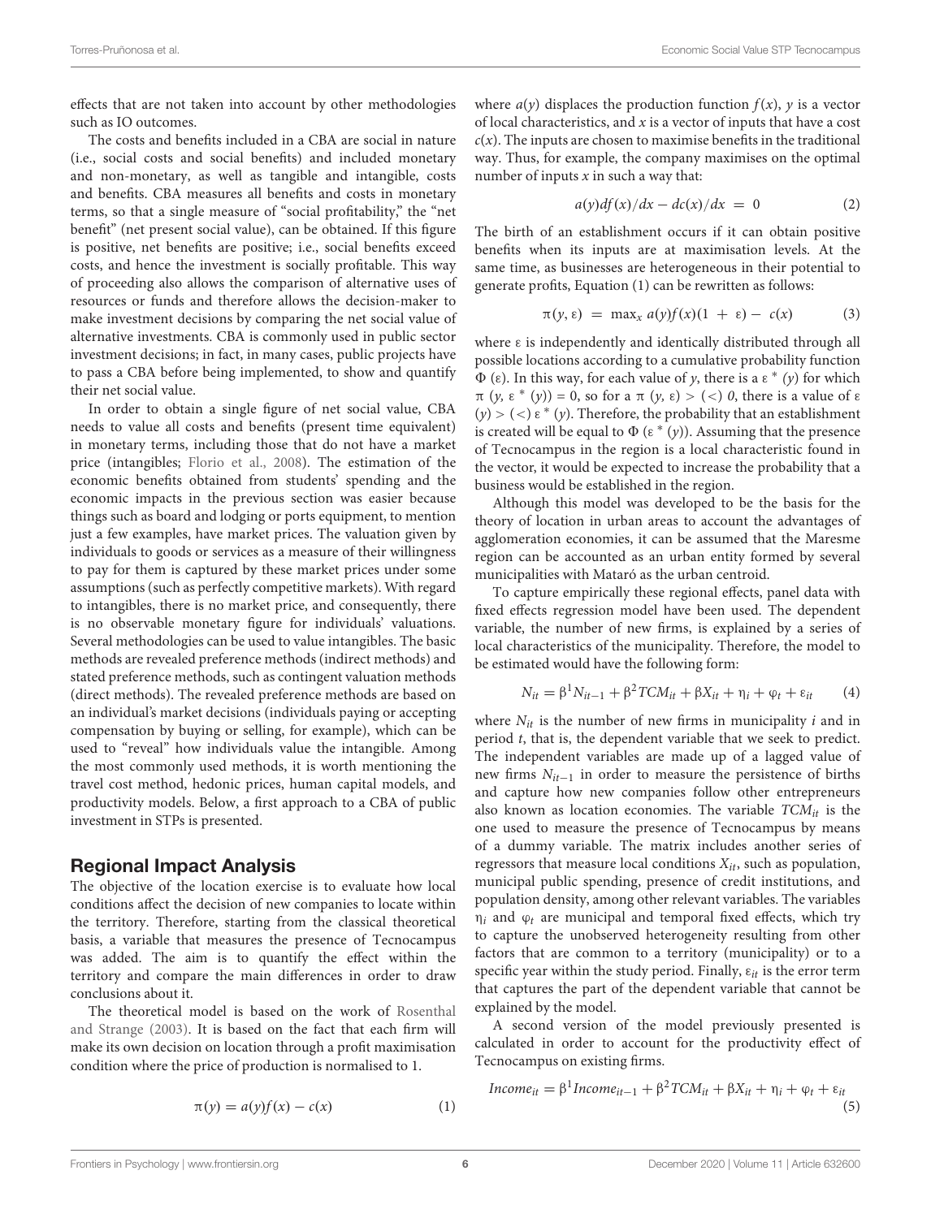effects that are not taken into account by other methodologies such as IO outcomes.

The costs and benefits included in a CBA are social in nature (i.e., social costs and social benefits) and included monetary and non-monetary, as well as tangible and intangible, costs and benefits. CBA measures all benefits and costs in monetary terms, so that a single measure of "social profitability," the "net benefit" (net present social value), can be obtained. If this figure is positive, net benefits are positive; i.e., social benefits exceed costs, and hence the investment is socially profitable. This way of proceeding also allows the comparison of alternative uses of resources or funds and therefore allows the decision-maker to make investment decisions by comparing the net social value of alternative investments. CBA is commonly used in public sector investment decisions; in fact, in many cases, public projects have to pass a CBA before being implemented, to show and quantify their net social value.

In order to obtain a single figure of net social value, CBA needs to value all costs and benefits (present time equivalent) in monetary terms, including those that do not have a market price (intangibles; Florio et al., 2008). The estimation of the economic benefits obtained from students' spending and the economic impacts in the previous section was easier because things such as board and lodging or ports equipment, to mention just a few examples, have market prices. The valuation given by individuals to goods or services as a measure of their willingness to pay for them is captured by these market prices under some assumptions (such as perfectly competitive markets). With regard to intangibles, there is no market price, and consequently, there is no observable monetary figure for individuals' valuations. Several methodologies can be used to value intangibles. The basic methods are revealed preference methods (indirect methods) and stated preference methods, such as contingent valuation methods (direct methods). The revealed preference methods are based on an individual's market decisions (individuals paying or accepting compensation by buying or selling, for example), which can be used to "reveal" how individuals value the intangible. Among the most commonly used methods, it is worth mentioning the travel cost method, hedonic prices, human capital models, and productivity models. Below, a first approach to a CBA of public investment in STPs is presented.

## Regional Impact Analysis

The objective of the location exercise is to evaluate how local conditions affect the decision of new companies to locate within the territory. Therefore, starting from the classical theoretical basis, a variable that measures the presence of Tecnocampus was added. The aim is to quantify the effect within the territory and compare the main differences in order to draw conclusions about it.

The theoretical model is based on the work of Rosenthal and Strange (2003). It is based on the fact that each firm will make its own decision on location through a profit maximisation condition where the price of production is normalised to 1.

$$\pi(y) = a(y)f(x) - c(x) \tag{1}$$

where $a(y)$ displaces the production function $f(x)$, $y$ is a vector of local characteristics, and $x$ is a vector of inputs that have a cost $c(x)$. The inputs are chosen to maximise benefits in the traditional way. Thus, for example, the company maximises on the optimal number of inputs $x$ in such a way that:

$$a(y)df(x)/dx - dc(x)/dx = 0 \tag{2}$$

The birth of an establishment occurs if it can obtain positive benefits when its inputs are at maximisation levels. At the same time, as businesses are heterogeneous in their potential to generate profits, Equation (1) can be rewritten as follows:

$$\pi(y, \varepsilon) = \max_x a(y)f(x)(1 + \varepsilon) - c(x) \tag{3}$$

where $\varepsilon$ is independently and identically distributed through all possible locations according to a cumulative probability function $\Phi(\varepsilon)$. In this way, for each value of $y$, there is a $\varepsilon^*(y)$ for which $\pi(y, \varepsilon^*(y)) = 0$, so for a $\pi(y, \varepsilon) > (<) 0$, there is a value of $\varepsilon(y) > (<) \varepsilon^*(y)$. Therefore, the probability that an establishment is created will be equal to $\Phi(\varepsilon^*(y))$. Assuming that the presence of Tecnocampus in the region is a local characteristic found in the vector, it would be expected to increase the probability that a business would be established in the region.

Although this model was developed to be the basis for the theory of location in urban areas to account the advantages of agglomeration economies, it can be assumed that the Maresme region can be accounted as an urban entity formed by several municipalities with Mataró as the urban centroid.

To capture empirically these regional effects, panel data with fixed effects regression model have been used. The dependent variable, the number of new firms, is explained by a series of local characteristics of the municipality. Therefore, the model to be estimated would have the following form:

$$N_{it} = \beta^1 N_{it-1} + \beta^2 TCM_{it} + \beta X_{it} + \eta_i + \varphi_t + \varepsilon_{it} \tag{4}$$

where $N_{it}$ is the number of new firms in municipality $i$ and in period $t$, that is, the dependent variable that we seek to predict. The independent variables are made up of a lagged value of new firms $N_{it-1}$ in order to measure the persistence of births and capture how new companies follow other entrepreneurs also known as location economies. The variable $TCM_{it}$ is the one used to measure the presence of Tecnocampus by means of a dummy variable. The matrix includes another series of regressors that measure local conditions $X_{it}$, such as population, municipal public spending, presence of credit institutions, and population density, among other relevant variables. The variables $\eta_i$ and $\varphi_t$ are municipal and temporal fixed effects, which try to capture the unobserved heterogeneity resulting from other factors that are common to a territory (municipality) or to a specific year within the study period. Finally, $\varepsilon_{it}$ is the error term that captures the part of the dependent variable that cannot be explained by the model.

A second version of the model previously presented is calculated in order to account for the productivity effect of Tecnocampus on existing firms.

$$Income_{it} = \beta^1 Income_{it-1} + \beta^2 TCM_{it} + \beta X_{it} + \eta_i + \varphi_t + \varepsilon_{it} \tag{5}$$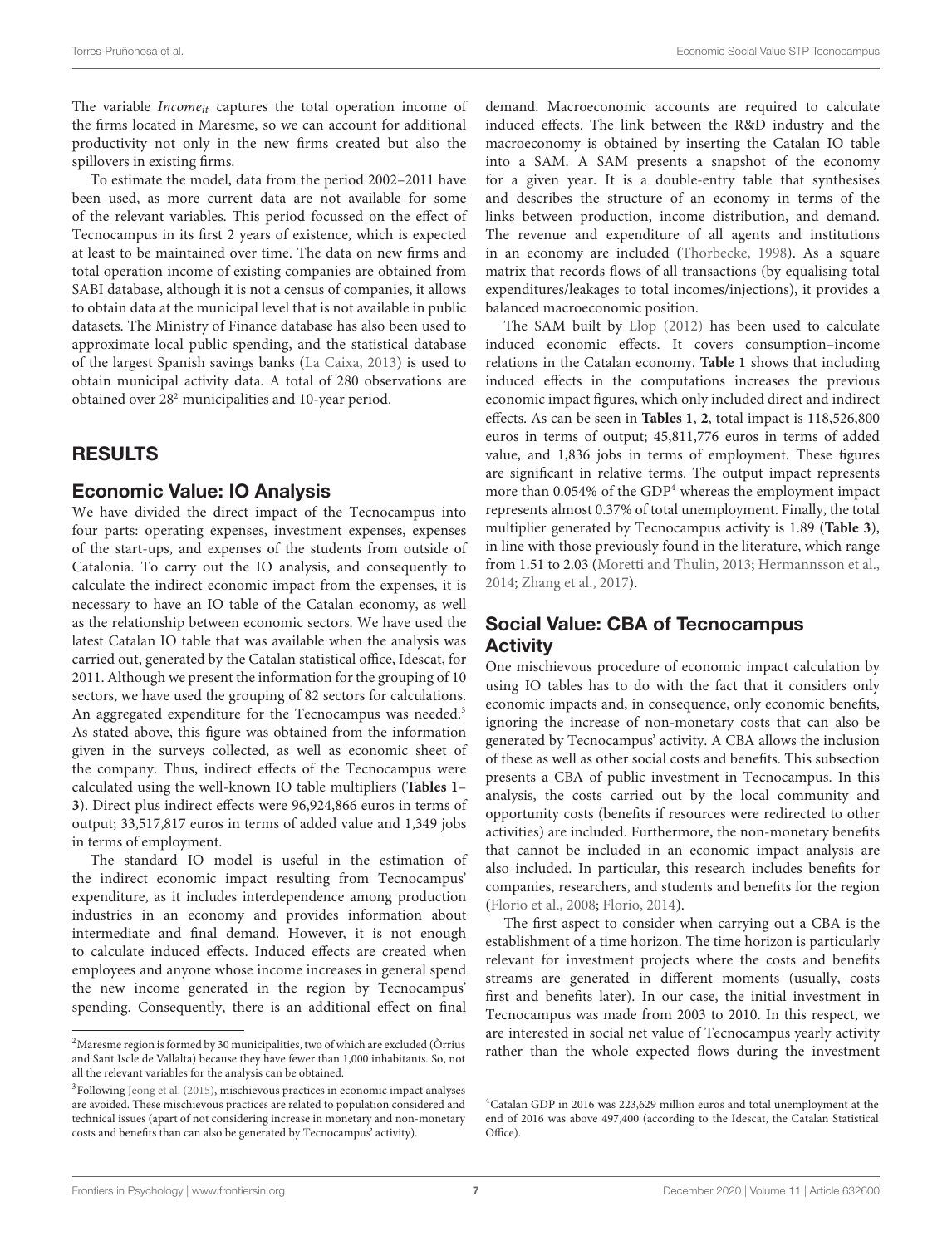The variable $Income_{it}$ captures the total operation income of the firms located in Maresme, so we can account for additional productivity not only in the new firms created but also the spillovers in existing firms.

To estimate the model, data from the period 2002–2011 have been used, as more current data are not available for some of the relevant variables. This period focussed on the effect of Tecnocampus in its first 2 years of existence, which is expected at least to be maintained over time. The data on new firms and total operation income of existing companies are obtained from SABI database, although it is not a census of companies, it allows to obtain data at the municipal level that is not available in public datasets. The Ministry of Finance database has also been used to approximate local public spending, and the statistical database of the largest Spanish savings banks (La Caixa, 2013) is used to obtain municipal activity data. A total of 280 observations are obtained over 28[2] municipalities and 10-year period.

## RESULTS

### Economic Value: IO Analysis

We have divided the direct impact of the Tecnocampus into four parts: operating expenses, investment expenses, expenses of the start-ups, and expenses of the students from outside of Catalonia. To carry out the IO analysis, and consequently to calculate the indirect economic impact from the expenses, it is necessary to have an IO table of the Catalan economy, as well as the relationship between economic sectors. We have used the latest Catalan IO table that was available when the analysis was carried out, generated by the Catalan statistical office, Idescat, for 2011. Although we present the information for the grouping of 10 sectors, we have used the grouping of 82 sectors for calculations. An aggregated expenditure for the Tecnocampus was needed.[3] As stated above, this figure was obtained from the information given in the surveys collected, as well as economic sheet of the company. Thus, indirect effects of the Tecnocampus were calculated using the well-known IO table multipliers (**Tables 1**–**3**). Direct plus indirect effects were 96,924,866 euros in terms of output; 33,517,817 euros in terms of added value and 1,349 jobs in terms of employment.

The standard IO model is useful in the estimation of the indirect economic impact resulting from Tecnocampus' expenditure, as it includes interdependence among production industries in an economy and provides information about intermediate and final demand. However, it is not enough to calculate induced effects. Induced effects are created when employees and anyone whose income increases in general spend the new income generated in the region by Tecnocampus' spending. Consequently, there is an additional effect on final demand. Macroeconomic accounts are required to calculate induced effects. The link between the R&D industry and the macroeconomy is obtained by inserting the Catalan IO table into a SAM. A SAM presents a snapshot of the economy for a given year. It is a double-entry table that synthesises and describes the structure of an economy in terms of the links between production, income distribution, and demand. The revenue and expenditure of all agents and institutions in an economy are included (Thorbecke, 1998). As a square matrix that records flows of all transactions (by equalising total expenditures/leakages to total incomes/injections), it provides a balanced macroeconomic position.

The SAM built by Llop (2012) has been used to calculate induced economic effects. It covers consumption–income relations in the Catalan economy. **Table 1** shows that including induced effects in the computations increases the previous economic impact figures, which only included direct and indirect effects. As can be seen in **Tables 1**, **2**, total impact is 118,526,800 euros in terms of output; 45,811,776 euros in terms of added value, and 1,836 jobs in terms of employment. These figures are significant in relative terms. The output impact represents more than 0.054% of the GDP[4] whereas the employment impact represents almost 0.37% of total unemployment. Finally, the total multiplier generated by Tecnocampus activity is 1.89 (**Table 3**), in line with those previously found in the literature, which range from 1.51 to 2.03 (Moretti and Thulin, 2013; Hermannsson et al., 2014; Zhang et al., 2017).

### Social Value: CBA of Tecnocampus Activity

One mischievous procedure of economic impact calculation by using IO tables has to do with the fact that it considers only economic impacts and, in consequence, only economic benefits, ignoring the increase of non-monetary costs that can also be generated by Tecnocampus' activity. A CBA allows the inclusion of these as well as other social costs and benefits. This subsection presents a CBA of public investment in Tecnocampus. In this analysis, the costs carried out by the local community and opportunity costs (benefits if resources were redirected to other activities) are included. Furthermore, the non-monetary benefits that cannot be included in an economic impact analysis are also included. In particular, this research includes benefits for companies, researchers, and students and benefits for the region (Florio et al., 2008; Florio, 2014).

The first aspect to consider when carrying out a CBA is the establishment of a time horizon. The time horizon is particularly relevant for investment projects where the costs and benefits streams are generated in different moments (usually, costs first and benefits later). In our case, the initial investment in Tecnocampus was made from 2003 to 2010. In this respect, we are interested in social net value of Tecnocampus yearly activity rather than the whole expected flows during the investment

---

[2] Maresme region is formed by 30 municipalities, two of which are excluded (Òrrius and Sant Iscle de Vallalta) because they have fewer than 1,000 inhabitants. So, not all the relevant variables for the analysis can be obtained.

[3] Following Jeong et al. (2015), mischievous practices in economic impact analyses are avoided. These mischievous practices are related to population considered and technical issues (apart of not considering increase in monetary and non-monetary costs and benefits than can also be generated by Tecnocampus' activity).

[4] Catalan GDP in 2016 was 223,629 million euros and total unemployment at the end of 2016 was above 497,400 (according to the Idescat, the Catalan Statistical Office).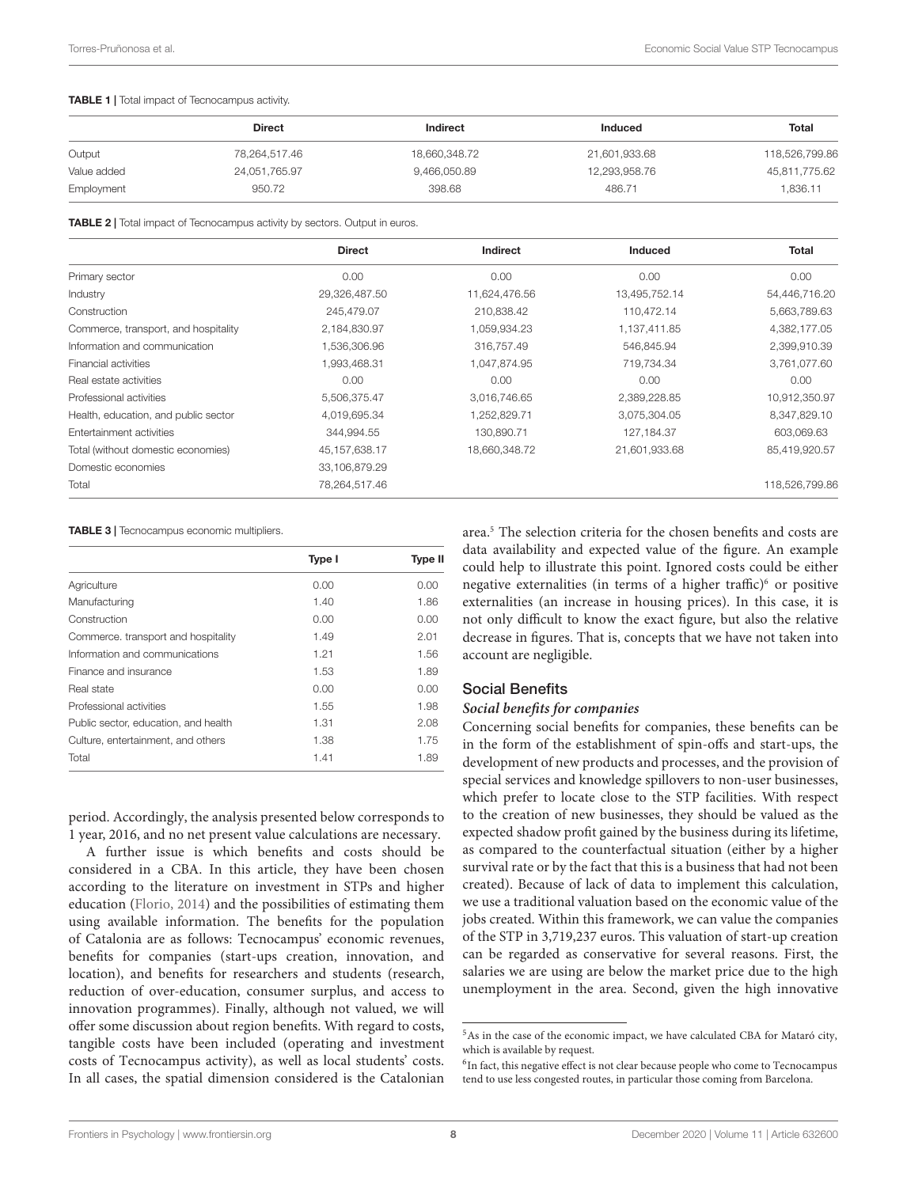**TABLE 1 |** Total impact of Tecnocampus activity.

| | Direct | Indirect | Induced | Total |
|---|---|---|---|---|
| Output | 78,264,517.46 | 18,660,348.72 | 21,601,933.68 | 118,526,799.86 |
| Value added | 24,051,765.97 | 9,466,050.89 | 12,293,958.76 | 45,811,775.62 |
| Employment | 950.72 | 398.68 | 486.71 | 1,836.11 |

**TABLE 2 |** Total impact of Tecnocampus activity by sectors. Output in euros.

| | Direct | Indirect | Induced | Total |
|---|---|---|---|---|
| Primary sector | 0.00 | 0.00 | 0.00 | 0.00 |
| Industry | 29,326,487.50 | 11,624,476.56 | 13,495,752.14 | 54,446,716.20 |
| Construction | 245,479.07 | 210,838.42 | 110,472.14 | 5,663,789.63 |
| Commerce, transport, and hospitality | 2,184,830.97 | 1,059,934.23 | 1,137,411.85 | 4,382,177.05 |
| Information and communication | 1,536,306.96 | 316,757.49 | 546,845.94 | 2,399,910.39 |
| Financial activities | 1,993,468.31 | 1,047,874.95 | 719,734.34 | 3,761,077.60 |
| Real estate activities | 0.00 | 0.00 | 0.00 | 0.00 |
| Professional activities | 5,506,375.47 | 3,016,746.65 | 2,389,228.85 | 10,912,350.97 |
| Health, education, and public sector | 4,019,695.34 | 1,252,829.71 | 3,075,304.05 | 8,347,829.10 |
| Entertainment activities | 344,994.55 | 130,890.71 | 127,184.37 | 603,069.63 |
| Total (without domestic economies) | 45,157,638.17 | 18,660,348.72 | 21,601,933.68 | 85,419,920.57 |
| Domestic economies | 33,106,879.29 | | | |
| Total | 78,264,517.46 | | | 118,526,799.86 |

**TABLE 3 |** Tecnocampus economic multipliers.

| | Type I | Type II |
|---|---|---|
| Agriculture | 0.00 | 0.00 |
| Manufacturing | 1.40 | 1.86 |
| Construction | 0.00 | 0.00 |
| Commerce. transport and hospitality | 1.49 | 2.01 |
| Information and communications | 1.21 | 1.56 |
| Finance and insurance | 1.53 | 1.89 |
| Real state | 0.00 | 0.00 |
| Professional activities | 1.55 | 1.98 |
| Public sector, education, and health | 1.31 | 2.08 |
| Culture, entertainment, and others | 1.38 | 1.75 |
| Total | 1.41 | 1.89 |

period. Accordingly, the analysis presented below corresponds to 1 year, 2016, and no net present value calculations are necessary.

A further issue is which benefits and costs should be considered in a CBA. In this article, they have been chosen according to the literature on investment in STPs and higher education (Florio, 2014) and the possibilities of estimating them using available information. The benefits for the population of Catalonia are as follows: Tecnocampus' economic revenues, benefits for companies (start-ups creation, innovation, and location), and benefits for researchers and students (research, reduction of over-education, consumer surplus, and access to innovation programmes). Finally, although not valued, we will offer some discussion about region benefits. With regard to costs, tangible costs have been included (operating and investment costs of Tecnocampus activity), as well as local students' costs. In all cases, the spatial dimension considered is the Catalonian area.[5] The selection criteria for the chosen benefits and costs are data availability and expected value of the figure. An example could help to illustrate this point. Ignored costs could be either negative externalities (in terms of a higher traffic)[6] or positive externalities (an increase in housing prices). In this case, it is not only difficult to know the exact figure, but also the relative decrease in figures. That is, concepts that we have not taken into account are negligible.

## Social Benefits

### *Social benefits for companies*

Concerning social benefits for companies, these benefits can be in the form of the establishment of spin-offs and start-ups, the development of new products and processes, and the provision of special services and knowledge spillovers to non-user businesses, which prefer to locate close to the STP facilities. With respect to the creation of new businesses, they should be valued as the expected shadow profit gained by the business during its lifetime, as compared to the counterfactual situation (either by a higher survival rate or by the fact that this is a business that had not been created). Because of lack of data to implement this calculation, we use a traditional valuation based on the economic value of the jobs created. Within this framework, we can value the companies of the STP in 3,719,237 euros. This valuation of start-up creation can be regarded as conservative for several reasons. First, the salaries we are using are below the market price due to the high unemployment in the area. Second, given the high innovative

[5] As in the case of the economic impact, we have calculated CBA for Mataró city, which is available by request.

[6] In fact, this negative effect is not clear because people who come to Tecnocampus tend to use less congested routes, in particular those coming from Barcelona.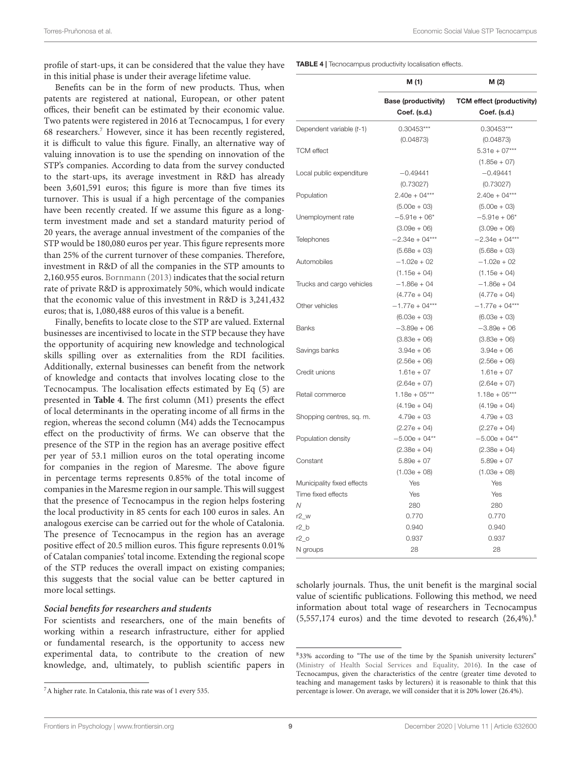profile of start-ups, it can be considered that the value they have in this initial phase is under their average lifetime value.

Benefits can be in the form of new products. Thus, when patents are registered at national, European, or other patent offices, their benefit can be estimated by their economic value. Two patents were registered in 2016 at Tecnocampus, 1 for every 68 researchers.[7] However, since it has been recently registered, it is difficult to value this figure. Finally, an alternative way of valuing innovation is to use the spending on innovation of the STP's companies. According to data from the survey conducted to the start-ups, its average investment in R&D has already been 3,601,591 euros; this figure is more than five times its turnover. This is usual if a high percentage of the companies have been recently created. If we assume this figure as a long-term investment made and set a standard maturity period of 20 years, the average annual investment of the companies of the STP would be 180,080 euros per year. This figure represents more than 25% of the current turnover of these companies. Therefore, investment in R&D of all the companies in the STP amounts to 2,160.955 euros. Bornmann (2013) indicates that the social return rate of private R&D is approximately 50%, which would indicate that the economic value of this investment in R&D is 3,241,432 euros; that is, 1,080,488 euros of this value is a benefit.

Finally, benefits to locate close to the STP are valued. External businesses are incentivised to locate in the STP because they have the opportunity of acquiring new knowledge and technological skills spilling over as externalities from the RDI facilities. Additionally, external businesses can benefit from the network of knowledge and contacts that involves locating close to the Tecnocampus. The localisation effects estimated by Eq (5) are presented in **Table 4**. The first column (M1) presents the effect of local determinants in the operating income of all firms in the region, whereas the second column (M4) adds the Tecnocampus effect on the productivity of firms. We can observe that the presence of the STP in the region has an average positive effect per year of 53.1 million euros on the total operating income for companies in the region of Maresme. The above figure in percentage terms represents 0.85% of the total income of companies in the Maresme region in our sample. This will suggest that the presence of Tecnocampus in the region helps fostering the local productivity in 85 cents for each 100 euros in sales. An analogous exercise can be carried out for the whole of Catalonia. The presence of Tecnocampus in the region has an average positive effect of 20.5 million euros. This figure represents 0.01% of Catalan companies' total income. Extending the regional scope of the STP reduces the overall impact on existing companies; this suggests that the social value can be better captured in more local settings.

**TABLE 4** | Tecnocampus productivity localisation effects.

| | M (1) | M (2) |
|---|---|---|
| | **Base (productivity) Coef. (s.d.)** | **TCM effect (productivity) Coef. (s.d.)** |
| Dependent variable (*t*-1) | 0.30453*** | 0.30453*** |
| | (0.04873) | (0.04873) |
| TCM effect | | 5.31e + 07*** |
| | | (1.85e + 07) |
| Local public expenditure | −0.49441 | −0.49441 |
| | (0.73027) | (0.73027) |
| Population | 2.40e + 04*** | 2.40e + 04*** |
| | (5.00e + 03) | (5.00e + 03) |
| Unemployment rate | −5.91e + 06* | −5.91e + 06* |
| | (3.09e + 06) | (3.09e + 06) |
| Telephones | −2.34e + 04*** | −2.34e + 04*** |
| | (5.68e + 03) | (5.68e + 03) |
| Automobiles | −1.02e + 02 | −1.02e + 02 |
| | (1.15e + 04) | (1.15e + 04) |
| Trucks and cargo vehicles | −1.86e + 04 | −1.86e + 04 |
| | (4.77e + 04) | (4.77e + 04) |
| Other vehicles | −1.77e + 04*** | −1.77e + 04*** |
| | (6.03e + 03) | (6.03e + 03) |
| Banks | −3.89e + 06 | −3.89e + 06 |
| | (3.83e + 06) | (3.83e + 06) |
| Savings banks | 3.94e + 06 | 3.94e + 06 |
| | (2.56e + 06) | (2.56e + 06) |
| Credit unions | 1.61e + 07 | 1.61e + 07 |
| | (2.64e + 07) | (2.64e + 07) |
| Retail commerce | 1.18e + 05*** | 1.18e + 05*** |
| | (4.19e + 04) | (4.19e + 04) |
| Shopping centres, sq. m. | 4.79e + 03 | 4.79e + 03 |
| | (2.27e + 04) | (2.27e + 04) |
| Population density | −5.00e + 04** | −5.00e + 04** |
| | (2.38e + 04) | (2.38e + 04) |
| Constant | 5.89e + 07 | 5.89e + 07 |
| | (1.03e + 08) | (1.03e + 08) |
| Municipality fixed effects | Yes | Yes |
| Time fixed effects | Yes | Yes |
| *N* | 280 | 280 |
| r2_w | 0.770 | 0.770 |
| r2_b | 0.940 | 0.940 |
| r2_o | 0.937 | 0.937 |
| N groups | 28 | 28 |

### *Social benefits for researchers and students*

For scientists and researchers, one of the main benefits of working within a research infrastructure, either for applied or fundamental research, is the opportunity to access new experimental data, to contribute to the creation of new knowledge, and, ultimately, to publish scientific papers in scholarly journals. Thus, the unit benefit is the marginal social value of scientific publications. Following this method, we need information about total wage of researchers in Tecnocampus (5,557,174 euros) and the time devoted to research (26,4%).[8]

[7] A higher rate. In Catalonia, this rate was of 1 every 535.

[8] 33% according to "The use of the time by the Spanish university lecturers" (Ministry of Health Social Services and Equality, 2016). In the case of Tecnocampus, given the characteristics of the centre (greater time devoted to teaching and management tasks by lecturers) it is reasonable to think that this percentage is lower. On average, we will consider that it is 20% lower (26.4%).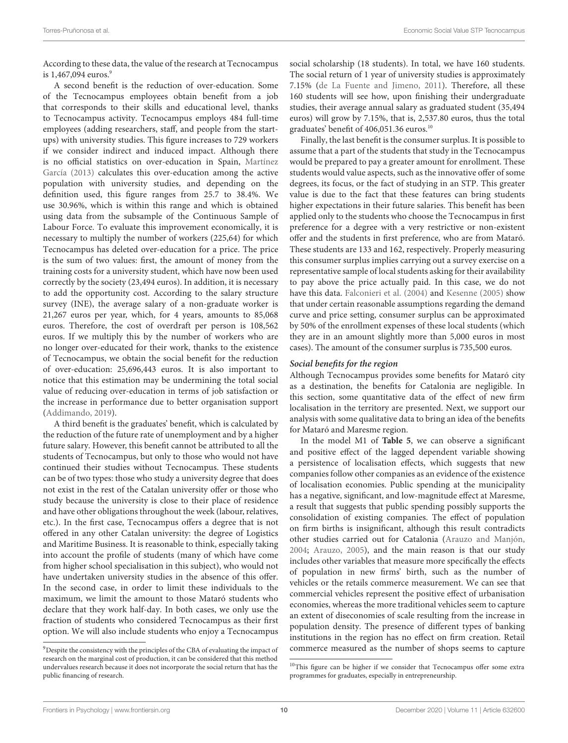According to these data, the value of the research at Tecnocampus is 1,467,094 euros.[9]

A second benefit is the reduction of over-education. Some of the Tecnocampus employees obtain benefit from a job that corresponds to their skills and educational level, thanks to Tecnocampus activity. Tecnocampus employs 484 full-time employees (adding researchers, staff, and people from the start-ups) with university studies. This figure increases to 729 workers if we consider indirect and induced impact. Although there is no official statistics on over-education in Spain, Martínez García (2013) calculates this over-education among the active population with university studies, and depending on the definition used, this figure ranges from 25.7 to 38.4%. We use 30.96%, which is within this range and which is obtained using data from the subsample of the Continuous Sample of Labour Force. To evaluate this improvement economically, it is necessary to multiply the number of workers (225,64) for which Tecnocampus has deleted over-education for a price. The price is the sum of two values: first, the amount of money from the training costs for a university student, which have now been used correctly by the society (23,494 euros). In addition, it is necessary to add the opportunity cost. According to the salary structure survey (INE), the average salary of a non-graduate worker is 21,267 euros per year, which, for 4 years, amounts to 85,068 euros. Therefore, the cost of overdraft per person is 108,562 euros. If we multiply this by the number of workers who are no longer over-educated for their work, thanks to the existence of Tecnocampus, we obtain the social benefit for the reduction of over-education: 25,696,443 euros. It is also important to notice that this estimation may be undermining the total social value of reducing over-education in terms of job satisfaction or the increase in performance due to better organisation support (Addimando, 2019).

A third benefit is the graduates' benefit, which is calculated by the reduction of the future rate of unemployment and by a higher future salary. However, this benefit cannot be attributed to all the students of Tecnocampus, but only to those who would not have continued their studies without Tecnocampus. These students can be of two types: those who study a university degree that does not exist in the rest of the Catalan university offer or those who study because the university is close to their place of residence and have other obligations throughout the week (labour, relatives, etc.). In the first case, Tecnocampus offers a degree that is not offered in any other Catalan university: the degree of Logistics and Maritime Business. It is reasonable to think, especially taking into account the profile of students (many of which have come from higher school specialisation in this subject), who would not have undertaken university studies in the absence of this offer. In the second case, in order to limit those individuals to the maximum, we limit the amount to those Mataró students who declare that they work half-day. In both cases, we only use the fraction of students who considered Tecnocampus as their first option. We will also include students who enjoy a Tecnocampus social scholarship (18 students). In total, we have 160 students. The social return of 1 year of university studies is approximately 7.15% (de La Fuente and Jimeno, 2011). Therefore, all these 160 students will see how, upon finishing their undergraduate studies, their average annual salary as graduated student (35,494 euros) will grow by 7.15%, that is, 2,537.80 euros, thus the total graduates' benefit of 406,051.36 euros.[10]

Finally, the last benefit is the consumer surplus. It is possible to assume that a part of the students that study in the Tecnocampus would be prepared to pay a greater amount for enrollment. These students would value aspects, such as the innovative offer of some degrees, its focus, or the fact of studying in an STP. This greater value is due to the fact that these features can bring students higher expectations in their future salaries. This benefit has been applied only to the students who choose the Tecnocampus in first preference for a degree with a very restrictive or non-existent offer and the students in first preference, who are from Mataró. These students are 133 and 162, respectively. Properly measuring this consumer surplus implies carrying out a survey exercise on a representative sample of local students asking for their availability to pay above the price actually paid. In this case, we do not have this data. Falconieri et al. (2004) and Kesenne (2005) show that under certain reasonable assumptions regarding the demand curve and price setting, consumer surplus can be approximated by 50% of the enrollment expenses of these local students (which they are in an amount slightly more than 5,000 euros in most cases). The amount of the consumer surplus is 735,500 euros.

#### *Social benefits for the region*

Although Tecnocampus provides some benefits for Mataró city as a destination, the benefits for Catalonia are negligible. In this section, some quantitative data of the effect of new firm localisation in the territory are presented. Next, we support our analysis with some qualitative data to bring an idea of the benefits for Mataró and Maresme region.

In the model M1 of **Table 5**, we can observe a significant and positive effect of the lagged dependent variable showing a persistence of localisation effects, which suggests that new companies follow other companies as an evidence of the existence of localisation economies. Public spending at the municipality has a negative, significant, and low-magnitude effect at Maresme, a result that suggests that public spending possibly supports the consolidation of existing companies. The effect of population on firm births is insignificant, although this result contradicts other studies carried out for Catalonia (Arauzo and Manjón, 2004; Arauzo, 2005), and the main reason is that our study includes other variables that measure more specifically the effects of population in new firms' birth, such as the number of vehicles or the retails commerce measurement. We can see that commercial vehicles represent the positive effect of urbanisation economies, whereas the more traditional vehicles seem to capture an extent of diseconomies of scale resulting from the increase in population density. The presence of different types of banking institutions in the region has no effect on firm creation. Retail commerce measured as the number of shops seems to capture

[9] Despite the consistency with the principles of the CBA of evaluating the impact of research on the marginal cost of production, it can be considered that this method undervalues research because it does not incorporate the social return that has the public financing of research.

[10] This figure can be higher if we consider that Tecnocampus offer some extra programmes for graduates, especially in entrepreneurship.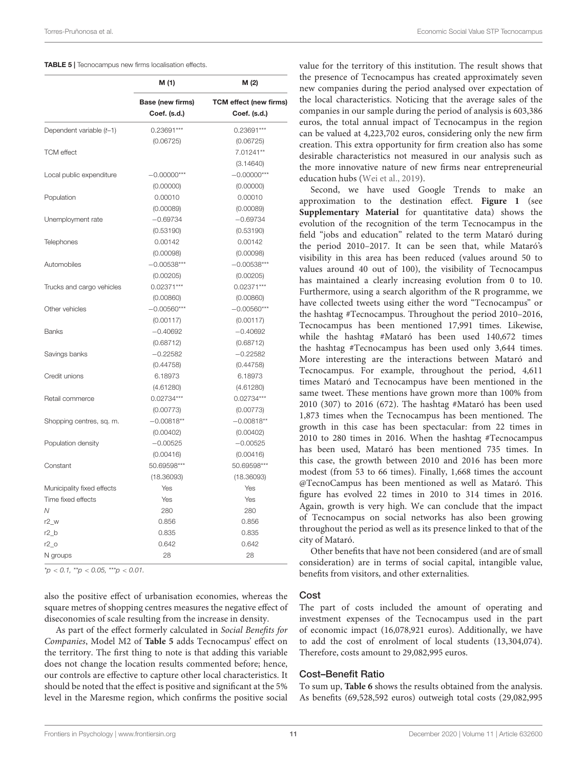**TABLE 5** | Tecnocampus new firms localisation effects.

| | M (1) | M (2) |
|---|---|---|
| | Base (new firms) Coef. (s.d.) | TCM effect (new firms) Coef. (s.d.) |
| Dependent variable (t–1) | 0.23691*** | 0.23691*** |
| | (0.06725) | (0.06725) |
| TCM effect | | 7.01241** |
| | | (3.14640) |
| Local public expenditure | −0.00000*** | −0.00000*** |
| | (0.00000) | (0.00000) |
| Population | 0.00010 | 0.00010 |
| | (0.00089) | (0.00089) |
| Unemployment rate | −0.69734 | −0.69734 |
| | (0.53190) | (0.53190) |
| Telephones | 0.00142 | 0.00142 |
| | (0.00098) | (0.00098) |
| Automobiles | −0.00538*** | −0.00538*** |
| | (0.00205) | (0.00205) |
| Trucks and cargo vehicles | 0.02371*** | 0.02371*** |
| | (0.00860) | (0.00860) |
| Other vehicles | −0.00560*** | −0.00560*** |
| | (0.00117) | (0.00117) |
| Banks | −0.40692 | −0.40692 |
| | (0.68712) | (0.68712) |
| Savings banks | −0.22582 | −0.22582 |
| | (0.44758) | (0.44758) |
| Credit unions | 6.18973 | 6.18973 |
| | (4.61280) | (4.61280) |
| Retail commerce | 0.02734*** | 0.02734*** |
| | (0.00773) | (0.00773) |
| Shopping centres, sq. m. | −0.00818** | −0.00818** |
| | (0.00402) | (0.00402) |
| Population density | −0.00525 | −0.00525 |
| | (0.00416) | (0.00416) |
| Constant | 50.69598*** | 50.69598*** |
| | (18.36093) | (18.36093) |
| Municipality fixed effects | Yes | Yes |
| Time fixed effects | Yes | Yes |
| N | 280 | 280 |
| r2_w | 0.856 | 0.856 |
| r2_b | 0.835 | 0.835 |
| r2_o | 0.642 | 0.642 |
| N groups | 28 | 28 |

*p < 0.1, **p < 0.05, ***p < 0.01.

also the positive effect of urbanisation economies, whereas the square metres of shopping centres measures the negative effect of diseconomies of scale resulting from the increase in density.

As part of the effect formerly calculated in *Social Benefits for Companies*, Model M2 of **Table 5** adds Tecnocampus' effect on the territory. The first thing to note is that adding this variable does not change the location results commented before; hence, our controls are effective to capture other local characteristics. It should be noted that the effect is positive and significant at the 5% level in the Maresme region, which confirms the positive social value for the territory of this institution. The result shows that the presence of Tecnocampus has created approximately seven new companies during the period analysed over expectation of the local characteristics. Noticing that the average sales of the companies in our sample during the period of analysis is 603,386 euros, the total annual impact of Tecnocampus in the region can be valued at 4,223,702 euros, considering only the new firm creation. This extra opportunity for firm creation also has some desirable characteristics not measured in our analysis such as the more innovative nature of new firms near entrepreneurial education hubs (Wei et al., 2019).

Second, we have used Google Trends to make an approximation to the destination effect. **Figure 1** (see **Supplementary Material** for quantitative data) shows the evolution of the recognition of the term Tecnocampus in the field "jobs and education" related to the term Mataró during the period 2010–2017. It can be seen that, while Mataró's visibility in this area has been reduced (values around 50 to values around 40 out of 100), the visibility of Tecnocampus has maintained a clearly increasing evolution from 0 to 10. Furthermore, using a search algorithm of the R programme, we have collected tweets using either the word "Tecnocampus" or the hashtag #Tecnocampus. Throughout the period 2010–2016, Tecnocampus has been mentioned 17,991 times. Likewise, while the hashtag #Mataró has been used 140,672 times the hashtag #Tecnocampus has been used only 3,644 times. More interesting are the interactions between Mataró and Tecnocampus. For example, throughout the period, 4,611 times Mataró and Tecnocampus have been mentioned in the same tweet. These mentions have grown more than 100% from 2010 (307) to 2016 (672). The hashtag #Mataró has been used 1,873 times when the Tecnocampus has been mentioned. The growth in this case has been spectacular: from 22 times in 2010 to 280 times in 2016. When the hashtag #Tecnocampus has been used, Mataró has been mentioned 735 times. In this case, the growth between 2010 and 2016 has been more modest (from 53 to 66 times). Finally, 1,668 times the account @TecnoCampus has been mentioned as well as Mataró. This figure has evolved 22 times in 2010 to 314 times in 2016. Again, growth is very high. We can conclude that the impact of Tecnocampus on social networks has also been growing throughout the period as well as its presence linked to that of the city of Mataró.

Other benefits that have not been considered (and are of small consideration) are in terms of social capital, intangible value, benefits from visitors, and other externalities.

## Cost

The part of costs included the amount of operating and investment expenses of the Tecnocampus used in the part of economic impact (16,078,921 euros). Additionally, we have to add the cost of enrolment of local students (13,304,074). Therefore, costs amount to 29,082,995 euros.

## Cost–Benefit Ratio

To sum up, **Table 6** shows the results obtained from the analysis. As benefits (69,528,592 euros) outweigh total costs (29,082,995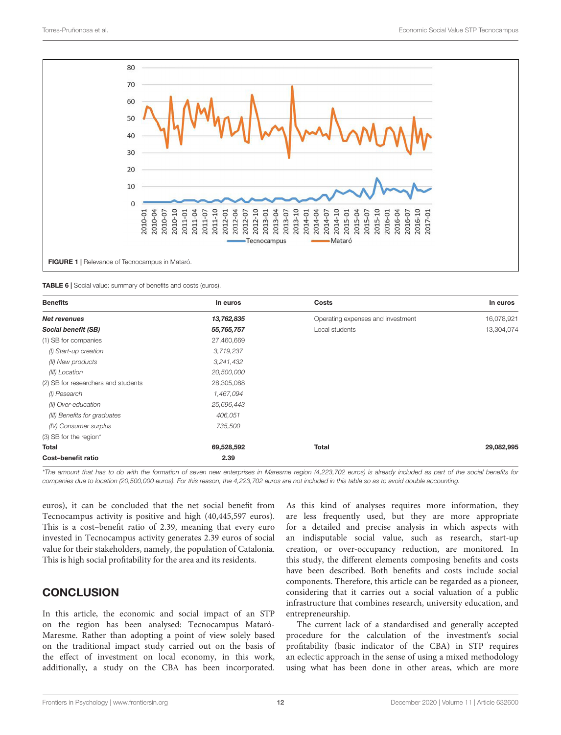FIGURE 1 | Relevance of Tecnocampus in Mataró.

TABLE 6 | Social value: summary of benefits and costs (euros).

| Benefits | In euros | Costs | In euros |
|---|---|---|---|
| ***Net revenues*** | ***13,762,835*** | Operating expenses and investment | 16,078,921 |
| ***Social benefit (SB)*** | ***55,765,757*** | Local students | 13,304,074 |
| (1) SB for companies | 27,460,669 | | |
| *(I) Start-up creation* | *3,719,237* | | |
| *(II) New products* | *3,241,432* | | |
| *(III) Location* | *20,500,000* | | |
| (2) SB for researchers and students | 28,305,088 | | |
| *(I) Research* | *1,467,094* | | |
| *(II) Over-education* | *25,696,443* | | |
| *(III) Benefits for graduates* | *406,051* | | |
| *(IV) Consumer surplus* | *735,500* | | |
| (3) SB for the region* | | | |
| **Total** | **69,528,592** | **Total** | **29,082,995** |
| **Cost–benefit ratio** | **2.39** | | |

*The amount that has to do with the formation of seven new enterprises in Maresme region (4,223,702 euros) is already included as part of the social benefits for companies due to location (20,500,000 euros). For this reason, the 4,223,702 euros are not included in this table so as to avoid double accounting.*

euros), it can be concluded that the net social benefit from Tecnocampus activity is positive and high (40,445,597 euros). This is a cost–benefit ratio of 2.39, meaning that every euro invested in Tecnocampus activity generates 2.39 euros of social value for their stakeholders, namely, the population of Catalonia. This is high social profitability for the area and its residents.

## CONCLUSION

In this article, the economic and social impact of an STP on the region has been analysed: Tecnocampus Mataró-Maresme. Rather than adopting a point of view solely based on the traditional impact study carried out on the basis of the effect of investment on local economy, in this work, additionally, a study on the CBA has been incorporated. As this kind of analyses requires more information, they are less frequently used, but they are more appropriate for a detailed and precise analysis in which aspects with an indisputable social value, such as research, start-up creation, or over-occupancy reduction, are monitored. In this study, the different elements composing benefits and costs have been described. Both benefits and costs include social components. Therefore, this article can be regarded as a pioneer, considering that it carries out a social valuation of a public infrastructure that combines research, university education, and entrepreneurship.

The current lack of a standardised and generally accepted procedure for the calculation of the investment's social profitability (basic indicator of the CBA) in STP requires an eclectic approach in the sense of using a mixed methodology using what has been done in other areas, which are more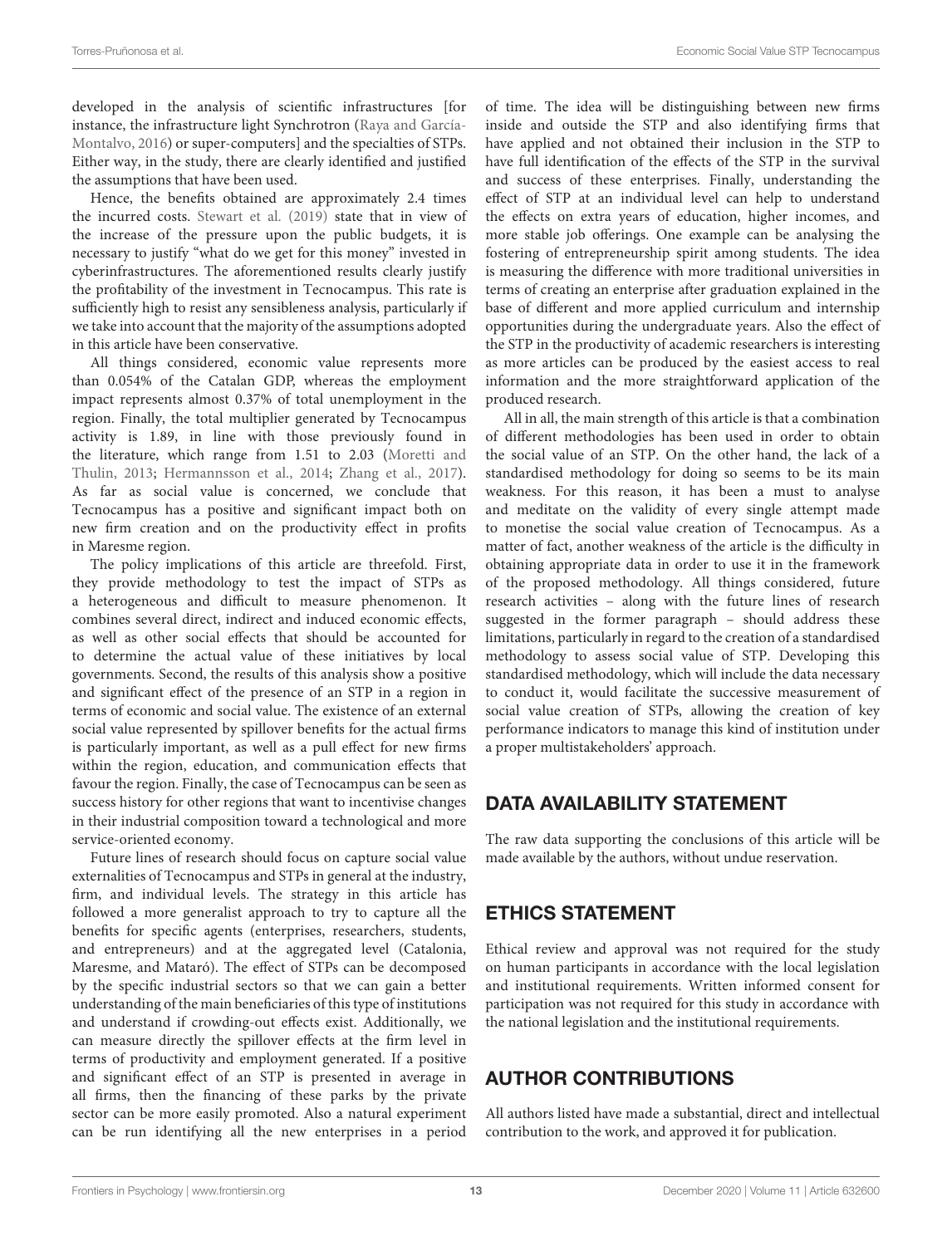developed in the analysis of scientific infrastructures [for instance, the infrastructure light Synchrotron (Raya and García-Montalvo, 2016) or super-computers] and the specialties of STPs. Either way, in the study, there are clearly identified and justified the assumptions that have been used.

Hence, the benefits obtained are approximately 2.4 times the incurred costs. Stewart et al. (2019) state that in view of the increase of the pressure upon the public budgets, it is necessary to justify "what do we get for this money" invested in cyberinfrastructures. The aforementioned results clearly justify the profitability of the investment in Tecnocampus. This rate is sufficiently high to resist any sensibleness analysis, particularly if we take into account that the majority of the assumptions adopted in this article have been conservative.

All things considered, economic value represents more than 0.054% of the Catalan GDP, whereas the employment impact represents almost 0.37% of total unemployment in the region. Finally, the total multiplier generated by Tecnocampus activity is 1.89, in line with those previously found in the literature, which range from 1.51 to 2.03 (Moretti and Thulin, 2013; Hermannsson et al., 2014; Zhang et al., 2017). As far as social value is concerned, we conclude that Tecnocampus has a positive and significant impact both on new firm creation and on the productivity effect in profits in Maresme region.

The policy implications of this article are threefold. First, they provide methodology to test the impact of STPs as a heterogeneous and difficult to measure phenomenon. It combines several direct, indirect and induced economic effects, as well as other social effects that should be accounted for to determine the actual value of these initiatives by local governments. Second, the results of this analysis show a positive and significant effect of the presence of an STP in a region in terms of economic and social value. The existence of an external social value represented by spillover benefits for the actual firms is particularly important, as well as a pull effect for new firms within the region, education, and communication effects that favour the region. Finally, the case of Tecnocampus can be seen as success history for other regions that want to incentivise changes in their industrial composition toward a technological and more service-oriented economy.

Future lines of research should focus on capture social value externalities of Tecnocampus and STPs in general at the industry, firm, and individual levels. The strategy in this article has followed a more generalist approach to try to capture all the benefits for specific agents (enterprises, researchers, students, and entrepreneurs) and at the aggregated level (Catalonia, Maresme, and Mataró). The effect of STPs can be decomposed by the specific industrial sectors so that we can gain a better understanding of the main beneficiaries of this type of institutions and understand if crowding-out effects exist. Additionally, we can measure directly the spillover effects at the firm level in terms of productivity and employment generated. If a positive and significant effect of an STP is presented in average in all firms, then the financing of these parks by the private sector can be more easily promoted. Also a natural experiment can be run identifying all the new enterprises in a period of time. The idea will be distinguishing between new firms inside and outside the STP and also identifying firms that have applied and not obtained their inclusion in the STP to have full identification of the effects of the STP in the survival and success of these enterprises. Finally, understanding the effect of STP at an individual level can help to understand the effects on extra years of education, higher incomes, and more stable job offerings. One example can be analysing the fostering of entrepreneurship spirit among students. The idea is measuring the difference with more traditional universities in terms of creating an enterprise after graduation explained in the base of different and more applied curriculum and internship opportunities during the undergraduate years. Also the effect of the STP in the productivity of academic researchers is interesting as more articles can be produced by the easiest access to real information and the more straightforward application of the produced research.

All in all, the main strength of this article is that a combination of different methodologies has been used in order to obtain the social value of an STP. On the other hand, the lack of a standardised methodology for doing so seems to be its main weakness. For this reason, it has been a must to analyse and meditate on the validity of every single attempt made to monetise the social value creation of Tecnocampus. As a matter of fact, another weakness of the article is the difficulty in obtaining appropriate data in order to use it in the framework of the proposed methodology. All things considered, future research activities – along with the future lines of research suggested in the former paragraph – should address these limitations, particularly in regard to the creation of a standardised methodology to assess social value of STP. Developing this standardised methodology, which will include the data necessary to conduct it, would facilitate the successive measurement of social value creation of STPs, allowing the creation of key performance indicators to manage this kind of institution under a proper multistakeholders' approach.

## DATA AVAILABILITY STATEMENT

The raw data supporting the conclusions of this article will be made available by the authors, without undue reservation.

## ETHICS STATEMENT

Ethical review and approval was not required for the study on human participants in accordance with the local legislation and institutional requirements. Written informed consent for participation was not required for this study in accordance with the national legislation and the institutional requirements.

## AUTHOR CONTRIBUTIONS

All authors listed have made a substantial, direct and intellectual contribution to the work, and approved it for publication.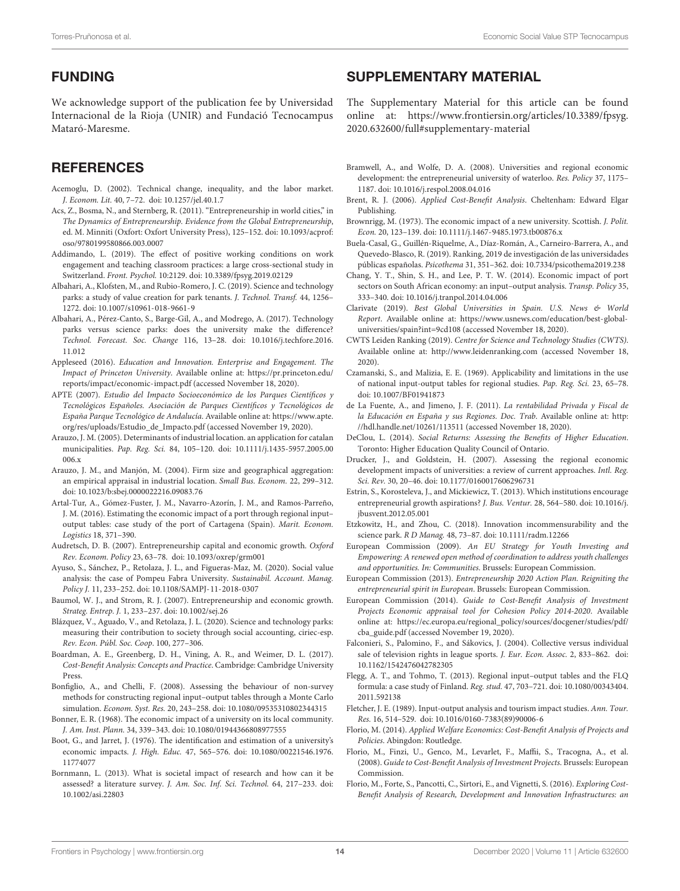## FUNDING

We acknowledge support of the publication fee by Universidad Internacional de la Rioja (UNIR) and Fundació Tecnocampus Mataró-Maresme.

## SUPPLEMENTARY MATERIAL

The Supplementary Material for this article can be found online at: https://www.frontiersin.org/articles/10.3389/fpsyg.2020.632600/full#supplementary-material

## REFERENCES

Acemoglu, D. (2002). Technical change, inequality, and the labor market. *J. Econom. Lit.* 40, 7–72. doi: 10.1257/jel.40.1.7

Acs, Z., Bosma, N., and Sternberg, R. (2011). "Entrepreneurship in world cities," in *The Dynamics of Entrepreneurship. Evidence from the Global Entrepreneurship*, ed. M. Minniti (Oxfort: Oxfort University Press), 125–152. doi: 10.1093/acprof:oso/9780199580866.003.0007

Addimando, L. (2019). The effect of positive working conditions on work engagement and teaching classroom practices: a large cross-sectional study in Switzerland. *Front. Psychol.* 10:2129. doi: 10.3389/fpsyg.2019.02129

Albahari, A., Klofsten, M., and Rubio-Romero, J. C. (2019). Science and technology parks: a study of value creation for park tenants. *J. Technol. Transf.* 44, 1256–1272. doi: 10.1007/s10961-018-9661-9

Albahari, A., Pérez-Canto, S., Barge-Gil, A., and Modrego, A. (2017). Technology parks versus science parks: does the university make the difference? *Technol. Forecast. Soc. Change* 116, 13–28. doi: 10.1016/j.techfore.2016.11.012

Appleseed (2016). *Education and Innovation. Enterprise and Engagement. The Impact of Princeton University*. Available online at: https://pr.princeton.edu/reports/impact/economic-impact.pdf (accessed November 18, 2020).

APTE (2007). *Estudio del Impacto Socioeconómico de los Parques Científicos y Tecnológicos Españoles. Asociación de Parques Científicos y Tecnológicos de España Parque Tecnológico de Andalucía*. Available online at: https://www.apte.org/res/uploads/Estudio_de_Impacto.pdf (accessed November 19, 2020).

Arauzo, J. M. (2005). Determinants of industrial location. an application for catalan municipalities. *Pap. Reg. Sci.* 84, 105–120. doi: 10.1111/j.1435-5957.2005.00006.x

Arauzo, J. M., and Manjón, M. (2004). Firm size and geographical aggregation: an empirical appraisal in industrial location. *Small Bus. Econom.* 22, 299–312. doi: 10.1023/b:sbej.0000022216.09083.76

Artal-Tur, A., Gómez-Fuster, J. M., Navarro-Azorín, J. M., and Ramos-Parreño, J. M. (2016). Estimating the economic impact of a port through regional input–output tables: case study of the port of Cartagena (Spain). *Marit. Econom. Logistics* 18, 371–390.

Audretsch, D. B. (2007). Entrepreneurship capital and economic growth. *Oxford Rev. Econom. Policy* 23, 63–78. doi: 10.1093/oxrep/grm001

Ayuso, S., Sánchez, P., Retolaza, J. L., and Figueras-Maz, M. (2020). Social value analysis: the case of Pompeu Fabra University. *Sustainabil. Account. Manag. Policy J.* 11, 233–252. doi: 10.1108/SAMPJ-11-2018-0307

Baumol, W. J., and Strom, R. J. (2007). Entrepreneurship and economic growth. *Strateg. Entrep. J.* 1, 233–237. doi: 10.1002/sej.26

Blázquez, V., Aguado, V., and Retolaza, J. L. (2020). Science and technology parks: measuring their contribution to society through social accounting, ciriec-esp. *Rev. Econ. Públ. Soc. Coop*. 100, 277–306.

Boardman, A. E., Greenberg, D. H., Vining, A. R., and Weimer, D. L. (2017). *Cost-Benefit Analysis: Concepts and Practice*. Cambridge: Cambridge University Press.

Bonfiglio, A., and Chelli, F. (2008). Assessing the behaviour of non-survey methods for constructing regional input–output tables through a Monte Carlo simulation. *Econom. Syst. Res.* 20, 243–258. doi: 10.1080/09535310802344315

Bonner, E. R. (1968). The economic impact of a university on its local community. *J. Am. Inst. Plann.* 34, 339–343. doi: 10.1080/01944366808977555

Boot, G., and Jarret, J. (1976). The identification and estimation of a university's economic impacts. *J. High. Educ.* 47, 565–576. doi: 10.1080/00221546.1976.11774077

Bornmann, L. (2013). What is societal impact of research and how can it be assessed? a literature survey. *J. Am. Soc. Inf. Sci. Technol.* 64, 217–233. doi: 10.1002/asi.22803

Bramwell, A., and Wolfe, D. A. (2008). Universities and regional economic development: the entrepreneurial university of waterloo. *Res. Policy* 37, 1175–1187. doi: 10.1016/j.respol.2008.04.016

Brent, R. J. (2006). *Applied Cost-Benefit Analysis*. Cheltenham: Edward Elgar Publishing.

Brownrigg, M. (1973). The economic impact of a new university. Scottish. *J. Polit. Econ.* 20, 123–139. doi: 10.1111/j.1467-9485.1973.tb00876.x

Buela-Casal, G., Guillén-Riquelme, A., Díaz-Román, A., Carneiro-Barrera, A., and Quevedo-Blasco, R. (2019). Ranking, 2019 de investigación de las universidades públicas españolas. *Psicothema* 31, 351–362. doi: 10.7334/psicothema2019.238

Chang, Y. T., Shin, S. H., and Lee, P. T. W. (2014). Economic impact of port sectors on South African economy: an input–output analysis. *Transp. Policy* 35, 333–340. doi: 10.1016/j.tranpol.2014.04.006

Clarivate (2019). *Best Global Universities in Spain. U.S. News & World Report*. Available online at: https://www.usnews.com/education/best-global-universities/spain?int=9cd108 (accessed November 18, 2020).

CWTS Leiden Ranking (2019). *Centre for Science and Technology Studies (CWTS)*. Available online at: http://www.leidenranking.com (accessed November 18, 2020).

Czamanski, S., and Malizia, E. E. (1969). Applicability and limitations in the use of national input-output tables for regional studies. *Pap. Reg. Sci.* 23, 65–78. doi: 10.1007/BF01941873

de La Fuente, A., and Jimeno, J. F. (2011). *La rentabilidad Privada y Fiscal de la Educación en España y sus Regiones. Doc. Trab*. Available online at: http://hdl.handle.net/10261/113511 (accessed November 18, 2020).

DeClou, L. (2014). *Social Returns: Assessing the Benefits of Higher Education*. Toronto: Higher Education Quality Council of Ontario.

Drucker, J., and Goldstein, H. (2007). Assessing the regional economic development impacts of universities: a review of current approaches. *Intl. Reg. Sci. Rev.* 30, 20–46. doi: 10.1177/0160017606296731

Estrin, S., Korosteleva, J., and Mickiewicz, T. (2013). Which institutions encourage entrepreneurial growth aspirations? *J. Bus. Ventur.* 28, 564–580. doi: 10.1016/j.jbusvent.2012.05.001

Etzkowitz, H., and Zhou, C. (2018). Innovation incommensurability and the science park. *R D Manag.* 48, 73–87. doi: 10.1111/radm.12266

European Commission (2009). *An EU Strategy for Youth Investing and Empowering: A renewed open method of coordination to address youth challenges and opportunities. In: Communities*. Brussels: European Commission.

European Commission (2013). *Entrepreneurship 2020 Action Plan. Reigniting the entrepreneurial spirit in European*. Brussels: European Commission.

European Commission (2014). *Guide to Cost-Benefit Analysis of Investment Projects Economic appraisal tool for Cohesion Policy 2014-2020*. Available online at: https://ec.europa.eu/regional_policy/sources/docgener/studies/pdf/cba_guide.pdf (accessed November 19, 2020).

Falconieri, S., Palomino, F., and Sákovics, J. (2004). Collective versus individual sale of television rights in league sports. *J. Eur. Econ. Assoc.* 2, 833–862. doi: 10.1162/1542476042782305

Flegg, A. T., and Tohmo, T. (2013). Regional input–output tables and the FLQ formula: a case study of Finland. *Reg. stud.* 47, 703–721. doi: 10.1080/00343404.2011.592138

Fletcher, J. E. (1989). Input-output analysis and tourism impact studies. *Ann. Tour. Res.* 16, 514–529. doi: 10.1016/0160-7383(89)90006-6

Florio, M. (2014). *Applied Welfare Economics: Cost-Benefit Analysis of Projects and Policies*. Abingdon: Routledge.

Florio, M., Finzi, U., Genco, M., Levarlet, F., Maffii, S., Tracogna, A., et al. (2008). *Guide to Cost-Benefit Analysis of Investment Projects*. Brussels: European Commission.

Florio, M., Forte, S., Pancotti, C., Sirtori, E., and Vignetti, S. (2016). *Exploring Cost-Benefit Analysis of Research, Development and Innovation Infrastructures: an*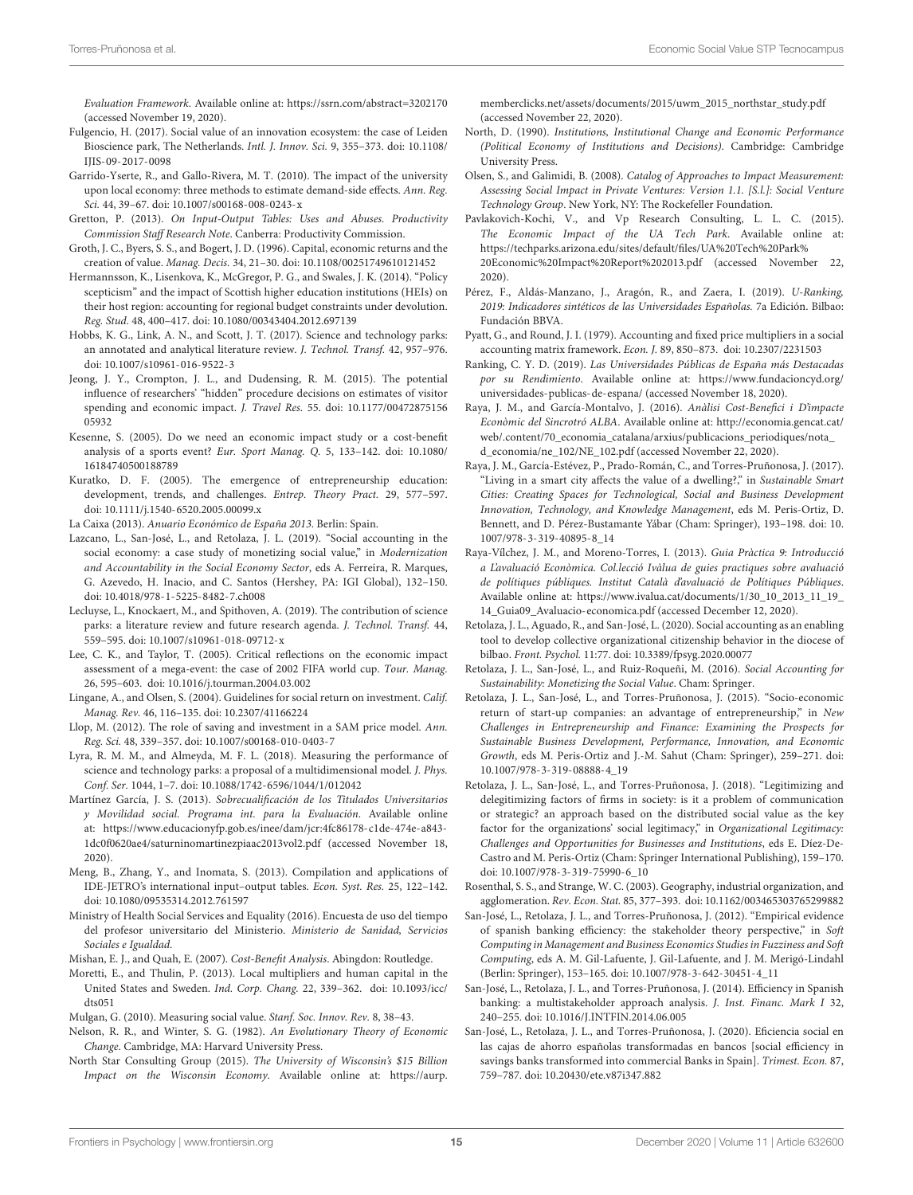*Evaluation Framework*. Available online at: https://ssrn.com/abstract=3202170 (accessed November 19, 2020).

Fulgencio, H. (2017). Social value of an innovation ecosystem: the case of Leiden Bioscience park, The Netherlands. *Intl. J. Innov. Sci.* 9, 355–373. doi: 10.1108/IJIS-09-2017-0098

Garrido-Yserte, R., and Gallo-Rivera, M. T. (2010). The impact of the university upon local economy: three methods to estimate demand-side effects. *Ann. Reg. Sci.* 44, 39–67. doi: 10.1007/s00168-008-0243-x

Gretton, P. (2013). *On Input-Output Tables: Uses and Abuses. Productivity Commission Staff Research Note*. Canberra: Productivity Commission.

Groth, J. C., Byers, S. S., and Bogert, J. D. (1996). Capital, economic returns and the creation of value. *Manag. Decis.* 34, 21–30. doi: 10.1108/00251749610121452

Hermannsson, K., Lisenkova, K., McGregor, P. G., and Swales, J. K. (2014). "Policy scepticism" and the impact of Scottish higher education institutions (HEIs) on their host region: accounting for regional budget constraints under devolution. *Reg. Stud.* 48, 400–417. doi: 10.1080/00343404.2012.697139

Hobbs, K. G., Link, A. N., and Scott, J. T. (2017). Science and technology parks: an annotated and analytical literature review. *J. Technol. Transf.* 42, 957–976. doi: 10.1007/s10961-016-9522-3

Jeong, J. Y., Crompton, J. L., and Dudensing, R. M. (2015). The potential influence of researchers' "hidden" procedure decisions on estimates of visitor spending and economic impact. *J. Travel Res.* 55. doi: 10.1177/0047287515605932

Kesenne, S. (2005). Do we need an economic impact study or a cost-benefit analysis of a sports event? *Eur. Sport Manag. Q.* 5, 133–142. doi: 10.1080/16184740500188789

Kuratko, D. F. (2005). The emergence of entrepreneurship education: development, trends, and challenges. *Entrep. Theory Pract.* 29, 577–597. doi: 10.1111/j.1540-6520.2005.00099.x

La Caixa (2013). *Anuario Económico de España 2013*. Berlin: Spain.

Lazcano, L., San-José, L., and Retolaza, J. L. (2019). "Social accounting in the social economy: a case study of monetizing social value," in *Modernization and Accountability in the Social Economy Sector*, eds A. Ferreira, R. Marques, G. Azevedo, H. Inacio, and C. Santos (Hershey, PA: IGI Global), 132–150. doi: 10.4018/978-1-5225-8482-7.ch008

Lecluyse, L., Knockaert, M., and Spithoven, A. (2019). The contribution of science parks: a literature review and future research agenda. *J. Technol. Transf.* 44, 559–595. doi: 10.1007/s10961-018-09712-x

Lee, C. K., and Taylor, T. (2005). Critical reflections on the economic impact assessment of a mega-event: the case of 2002 FIFA world cup. *Tour. Manag.* 26, 595–603. doi: 10.1016/j.tourman.2004.03.002

Lingane, A., and Olsen, S. (2004). Guidelines for social return on investment. *Calif. Manag. Rev.* 46, 116–135. doi: 10.2307/41166224

Llop, M. (2012). The role of saving and investment in a SAM price model. *Ann. Reg. Sci.* 48, 339–357. doi: 10.1007/s00168-010-0403-7

Lyra, R. M. M., and Almeyda, M. F. L. (2018). Measuring the performance of science and technology parks: a proposal of a multidimensional model. *J. Phys. Conf. Ser.* 1044, 1–7. doi: 10.1088/1742-6596/1044/1/012042

Martínez García, J. S. (2013). *Sobrecualificación de los Titulados Universitarios y Movilidad social. Programa int. para la Evaluación*. Available online at: https://www.educacionyfp.gob.es/inee/dam/jcr:4fc86178-c1de-474e-a843-1dc0f0620ae4/saturninomartinezpiaac2013vol2.pdf (accessed November 18, 2020).

Meng, B., Zhang, Y., and Inomata, S. (2013). Compilation and applications of IDE-JETRO's international input–output tables. *Econ. Syst. Res.* 25, 122–142. doi: 10.1080/09535314.2012.761597

Ministry of Health Social Services and Equality (2016). Encuesta de uso del tiempo del profesor universitario del Ministerio. *Ministerio de Sanidad, Servicios Sociales e Igualdad*.

Mishan, E. J., and Quah, E. (2007). *Cost-Benefit Analysis*. Abingdon: Routledge.

Moretti, E., and Thulin, P. (2013). Local multipliers and human capital in the United States and Sweden. *Ind. Corp. Chang.* 22, 339–362. doi: 10.1093/icc/dts051

Mulgan, G. (2010). Measuring social value. *Stanf. Soc. Innov. Rev.* 8, 38–43.

Nelson, R. R., and Winter, S. G. (1982). *An Evolutionary Theory of Economic Change*. Cambridge, MA: Harvard University Press.

North Star Consulting Group (2015). *The University of Wisconsin's $15 Billion Impact on the Wisconsin Economy*. Available online at: https://aurp.memberclicks.net/assets/documents/2015/uwm_2015_northstar_study.pdf (accessed November 22, 2020).

North, D. (1990). *Institutions, Institutional Change and Economic Performance (Political Economy of Institutions and Decisions)*. Cambridge: Cambridge University Press.

Olsen, S., and Galimidi, B. (2008). *Catalog of Approaches to Impact Measurement: Assessing Social Impact in Private Ventures: Version 1.1. [S.l.]: Social Venture Technology Group*. New York, NY: The Rockefeller Foundation.

Pavlakovich-Kochi, V., and Vp Research Consulting, L. L. C. (2015). *The Economic Impact of the UA Tech Park*. Available online at: https://techparks.arizona.edu/sites/default/files/UA%20Tech%20Park%20Economic%20Impact%20Report%202013.pdf (accessed November 22, 2020).

Pérez, F., Aldás-Manzano, J., Aragón, R., and Zaera, I. (2019). *U-Ranking, 2019: Indicadores sintéticos de las Universidades Españolas*. 7a Edición. Bilbao: Fundación BBVA.

Pyatt, G., and Round, J. I. (1979). Accounting and fixed price multipliers in a social accounting matrix framework. *Econ. J.* 89, 850–873. doi: 10.2307/2231503

Ranking, C. Y. D. (2019). *Las Universidades Públicas de España más Destacadas por su Rendimiento*. Available online at: https://www.fundacioncyd.org/universidades-publicas-de-espana/ (accessed November 18, 2020).

Raya, J. M., and García-Montalvo, J. (2016). *Anàlisi Cost-Benefici i D'impacte Econòmic del Sincrotró ALBA*. Available online at: http://economia.gencat.cat/web/.content/70_economia_catalana/arxius/publicacions_periodiques/nota_d_economia/ne_102/NE_102.pdf (accessed November 22, 2020).

Raya, J. M., García-Estévez, P., Prado-Román, C., and Torres-Pruñonosa, J. (2017). "Living in a smart city affects the value of a dwelling?," in *Sustainable Smart Cities: Creating Spaces for Technological, Social and Business Development Innovation, Technology, and Knowledge Management*, eds M. Peris-Ortiz, D. Bennett, and D. Pérez-Bustamante Yábar (Cham: Springer), 193–198. doi: 10.1007/978-3-319-40895-8_14

Raya-Vílchez, J. M., and Moreno-Torres, I. (2013). *Guia Pràctica 9: Introducció a L'avaluació Econòmica. Col.lecció Ivàlua de guies practiques sobre avaluació de polítiques públiques. Institut Català d'avaluació de Polítiques Públiques*. Available online at: https://www.ivalua.cat/documents/1/30_10_2013_11_19_14_Guia09_Avaluacio-economica.pdf (accessed December 12, 2020).

Retolaza, J. L., Aguado, R., and San-José, L. (2020). Social accounting as an enabling tool to develop collective organizational citizenship behavior in the diocese of bilbao. *Front. Psychol.* 11:77. doi: 10.3389/fpsyg.2020.00077

Retolaza, J. L., San-José, L., and Ruiz-Roqueñi, M. (2016). *Social Accounting for Sustainability: Monetizing the Social Value*. Cham: Springer.

Retolaza, J. L., San-José, L., and Torres-Pruñonosa, J. (2015). "Socio-economic return of start-up companies: an advantage of entrepreneurship," in *New Challenges in Entrepreneurship and Finance: Examining the Prospects for Sustainable Business Development, Performance, Innovation, and Economic Growth*, eds M. Peris-Ortiz and J.-M. Sahut (Cham: Springer), 259–271. doi: 10.1007/978-3-319-08888-4_19

Retolaza, J. L., San-José, L., and Torres-Pruñonosa, J. (2018). "Legitimizing and delegitimizing factors of firms in society: is it a problem of communication or strategic? an approach based on the distributed social value as the key factor for the organizations' social legitimacy," in *Organizational Legitimacy: Challenges and Opportunities for Businesses and Institutions*, eds E. Díez-De-Castro and M. Peris-Ortiz (Cham: Springer International Publishing), 159–170. doi: 10.1007/978-3-319-75990-6_10

Rosenthal, S. S., and Strange, W. C. (2003). Geography, industrial organization, and agglomeration. *Rev. Econ. Stat.* 85, 377–393. doi: 10.1162/003465303765299882

San-José, L., Retolaza, J. L., and Torres-Pruñonosa, J. (2012). "Empirical evidence of spanish banking efficiency: the stakeholder theory perspective," in *Soft Computing in Management and Business Economics Studies in Fuzziness and Soft Computing*, eds A. M. Gil-Lafuente, J. Gil-Lafuente, and J. M. Merigó-Lindahl (Berlin: Springer), 153–165. doi: 10.1007/978-3-642-30451-4_11

San-José, L., Retolaza, J. L., and Torres-Pruñonosa, J. (2014). Efficiency in Spanish banking: a multistakeholder approach analysis. *J. Inst. Financ. Mark I* 32, 240–255. doi: 10.1016/J.INTFIN.2014.06.005

San-José, L., Retolaza, J. L., and Torres-Pruñonosa, J. (2020). Eficiencia social en las cajas de ahorro españolas transformadas en bancos [social efficiency in savings banks transformed into commercial Banks in Spain]. *Trimest. Econ.* 87, 759–787. doi: 10.20430/ete.v87i347.882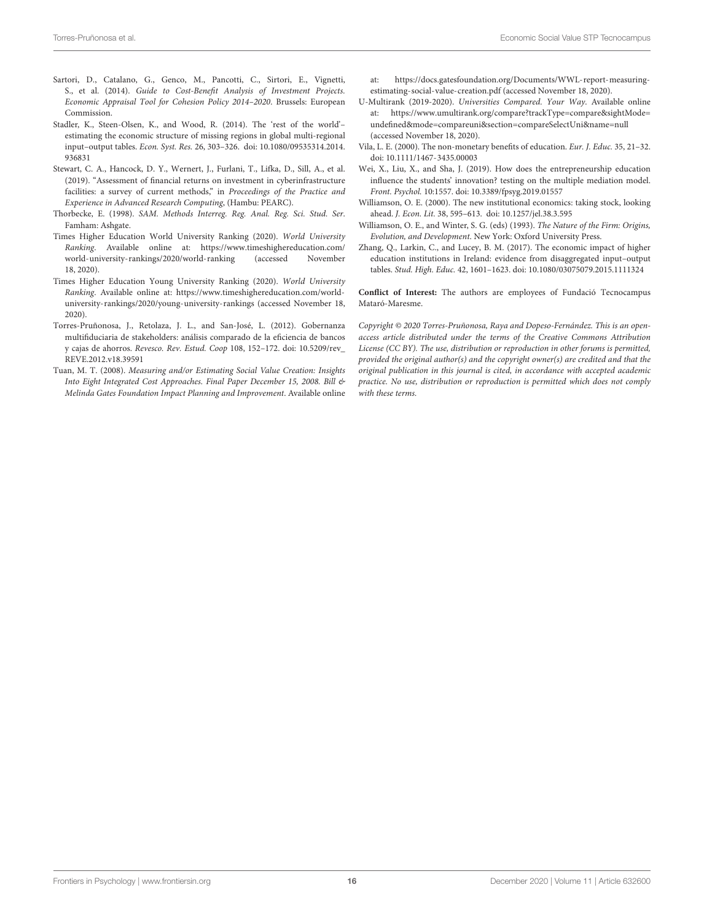Sartori, D., Catalano, G., Genco, M., Pancotti, C., Sirtori, E., Vignetti, S., et al. (2014). *Guide to Cost-Benefit Analysis of Investment Projects. Economic Appraisal Tool for Cohesion Policy 2014–2020*. Brussels: European Commission.

Stadler, K., Steen-Olsen, K., and Wood, R. (2014). The 'rest of the world'– estimating the economic structure of missing regions in global multi-regional input–output tables. *Econ. Syst. Res.* 26, 303–326. doi: 10.1080/09535314.2014.936831

Stewart, C. A., Hancock, D. Y., Wernert, J., Furlani, T., Lifka, D., Sill, A., et al. (2019). "Assessment of financial returns on investment in cyberinfrastructure facilities: a survey of current methods," in *Proceedings of the Practice and Experience in Advanced Research Computing*, (Hambu: PEARC).

Thorbecke, E. (1998). *SAM. Methods Interreg. Reg. Anal. Reg. Sci. Stud. Ser.* Famham: Ashgate.

Times Higher Education World University Ranking (2020). *World University Ranking*. Available online at: https://www.timeshighereducation.com/world-university-rankings/2020/world-ranking (accessed November 18, 2020).

Times Higher Education Young University Ranking (2020). *World University Ranking*. Available online at: https://www.timeshighereducation.com/world-university-rankings/2020/young-university-rankings (accessed November 18, 2020).

Torres-Pruñonosa, J., Retolaza, J. L., and San-José, L. (2012). Gobernanza multifiduciaria de stakeholders: análisis comparado de la eficiencia de bancos y cajas de ahorros. *Revesco. Rev. Estud. Coop* 108, 152–172. doi: 10.5209/rev_REVE.2012.v18.39591

Tuan, M. T. (2008). *Measuring and/or Estimating Social Value Creation: Insights Into Eight Integrated Cost Approaches. Final Paper December 15, 2008. Bill & Melinda Gates Foundation Impact Planning and Improvement*. Available online at: https://docs.gatesfoundation.org/Documents/WWL-report-measuring-estimating-social-value-creation.pdf (accessed November 18, 2020).

U-Multirank (2019-2020). *Universities Compared. Your Way*. Available online at: https://www.umultirank.org/compare?trackType=compare&sightMode=undefined&mode=compareuni&section=compareSelectUni&name=null (accessed November 18, 2020).

Vila, L. E. (2000). The non-monetary benefits of education. *Eur. J. Educ.* 35, 21–32. doi: 10.1111/1467-3435.00003

Wei, X., Liu, X., and Sha, J. (2019). How does the entrepreneurship education influence the students' innovation? testing on the multiple mediation model. *Front. Psychol.* 10:1557. doi: 10.3389/fpsyg.2019.01557

Williamson, O. E. (2000). The new institutional economics: taking stock, looking ahead. *J. Econ. Lit.* 38, 595–613. doi: 10.1257/jel.38.3.595

Williamson, O. E., and Winter, S. G. (eds) (1993). *The Nature of the Firm: Origins, Evolution, and Development*. New York: Oxford University Press.

Zhang, Q., Larkin, C., and Lucey, B. M. (2017). The economic impact of higher education institutions in Ireland: evidence from disaggregated input–output tables. *Stud. High. Educ.* 42, 1601–1623. doi: 10.1080/03075079.2015.1111324

**Conflict of Interest:** The authors are employees of Fundació Tecnocampus Mataró-Maresme.

*Copyright © 2020 Torres-Pruñonosa, Raya and Dopeso-Fernández. This is an open-access article distributed under the terms of the Creative Commons Attribution License (CC BY). The use, distribution or reproduction in other forums is permitted, provided the original author(s) and the copyright owner(s) are credited and that the original publication in this journal is cited, in accordance with accepted academic practice. No use, distribution or reproduction is permitted which does not comply with these terms.*